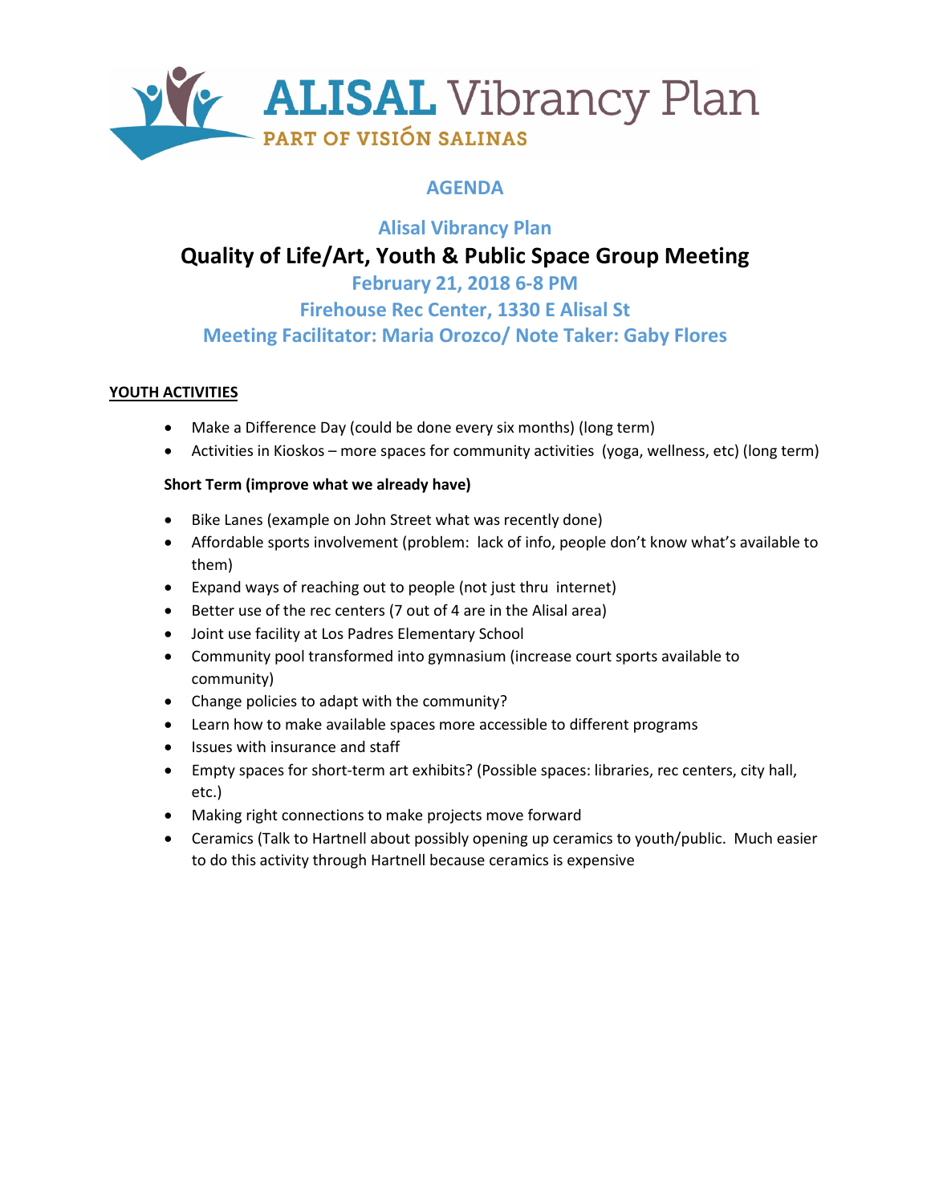# ALISAL Vibrancy Plan

PART OF VISIÓN SALINAS

## AGENDA

### Alisal Vibrancy Plan

## Quality of Life/Art, Youth & Public Space Group Meeting

### February 21, 2018 6-8 PM
### Firehouse Rec Center, 1330 E Alisal St
### Meeting Facilitator: Maria Orozco/ Note Taker: Gaby Flores

**YOUTH ACTIVITIES**

- Make a Difference Day (could be done every six months) (long term)
- Activities in Kioskos – more spaces for community activities (yoga, wellness, etc) (long term)

**Short Term (improve what we already have)**

- Bike Lanes (example on John Street what was recently done)
- Affordable sports involvement (problem: lack of info, people don't know what's available to them)
- Expand ways of reaching out to people (not just thru internet)
- Better use of the rec centers (7 out of 4 are in the Alisal area)
- Joint use facility at Los Padres Elementary School
- Community pool transformed into gymnasium (increase court sports available to community)
- Change policies to adapt with the community?
- Learn how to make available spaces more accessible to different programs
- Issues with insurance and staff
- Empty spaces for short-term art exhibits? (Possible spaces: libraries, rec centers, city hall, etc.)
- Making right connections to make projects move forward
- Ceramics (Talk to Hartnell about possibly opening up ceramics to youth/public. Much easier to do this activity through Hartnell because ceramics is expensive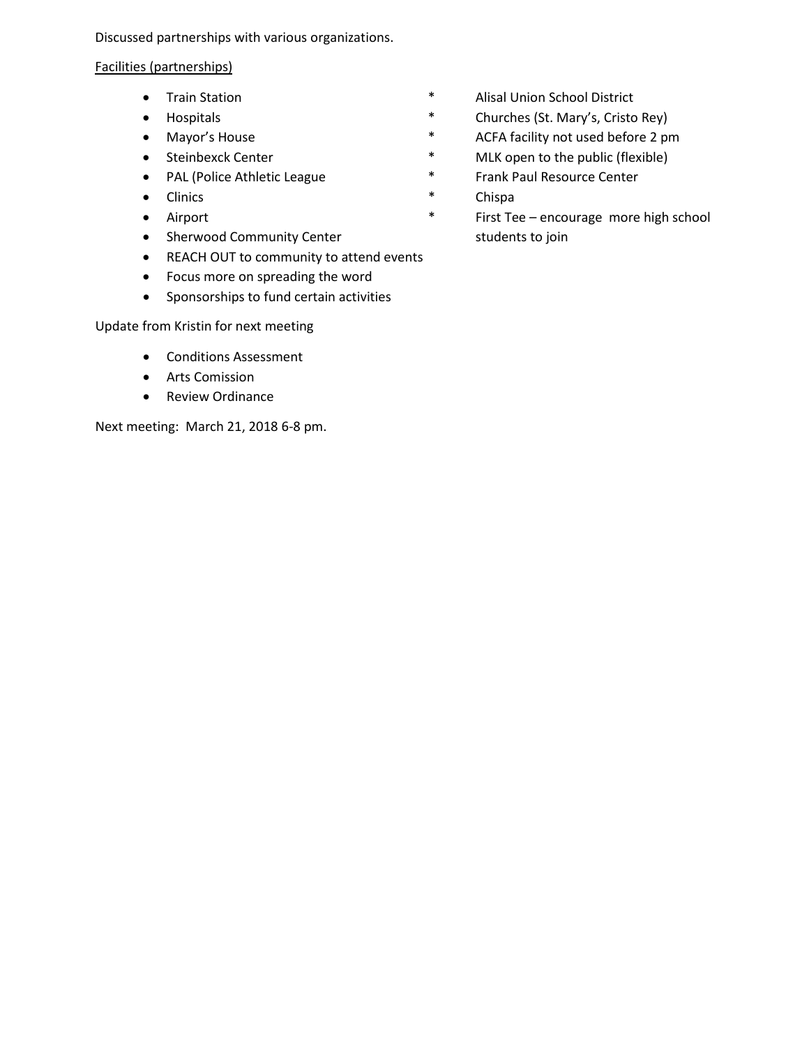Discussed partnerships with various organizations.

<u>Facilities (partnerships)</u>

- Train Station
- Hospitals
- Mayor's House
- Steinbexck Center
- PAL (Police Athletic League
- Clinics
- Airport
- Sherwood Community Center
- REACH OUT to community to attend events
- Focus more on spreading the word
- Sponsorships to fund certain activities

* Alisal Union School District
* Churches (St. Mary's, Cristo Rey)
* ACFA facility not used before 2 pm
* MLK open to the public (flexible)
* Frank Paul Resource Center
* Chispa
* First Tee – encourage more high school students to join

Update from Kristin for next meeting

- Conditions Assessment
- Arts Comission
- Review Ordinance

Next meeting: March 21, 2018 6-8 pm.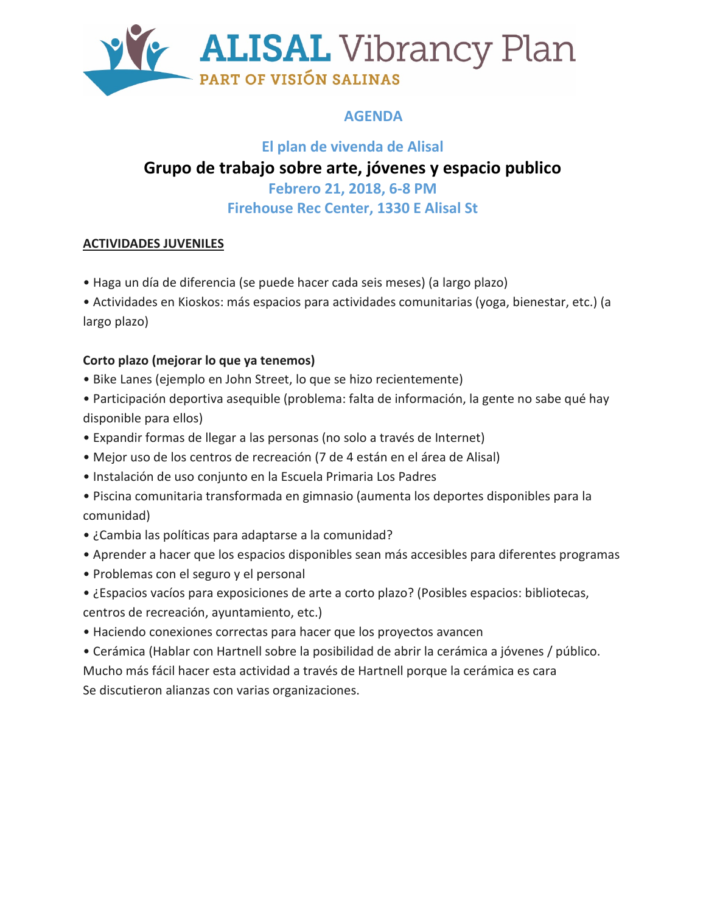# ALISAL Vibrancy Plan

PART OF VISIÓN SALINAS

## AGENDA

### El plan de vivenda de Alisal

# Grupo de trabajo sobre arte, jóvenes y espacio publico

### Febrero 21, 2018, 6-8 PM

### Firehouse Rec Center, 1330 E Alisal St

**ACTIVIDADES JUVENILES**

- Haga un día de diferencia (se puede hacer cada seis meses) (a largo plazo)
- Actividades en Kioskos: más espacios para actividades comunitarias (yoga, bienestar, etc.) (a largo plazo)

**Corto plazo (mejorar lo que ya tenemos)**

- Bike Lanes (ejemplo en John Street, lo que se hizo recientemente)
- Participación deportiva asequible (problema: falta de información, la gente no sabe qué hay disponible para ellos)
- Expandir formas de llegar a las personas (no solo a través de Internet)
- Mejor uso de los centros de recreación (7 de 4 están en el área de Alisal)
- Instalación de uso conjunto en la Escuela Primaria Los Padres
- Piscina comunitaria transformada en gimnasio (aumenta los deportes disponibles para la comunidad)
- ¿Cambia las políticas para adaptarse a la comunidad?
- Aprender a hacer que los espacios disponibles sean más accesibles para diferentes programas
- Problemas con el seguro y el personal
- ¿Espacios vacíos para exposiciones de arte a corto plazo? (Posibles espacios: bibliotecas, centros de recreación, ayuntamiento, etc.)
- Haciendo conexiones correctas para hacer que los proyectos avancen
- Cerámica (Hablar con Hartnell sobre la posibilidad de abrir la cerámica a jóvenes / público. Mucho más fácil hacer esta actividad a través de Hartnell porque la cerámica es cara

Se discutieron alianzas con varias organizaciones.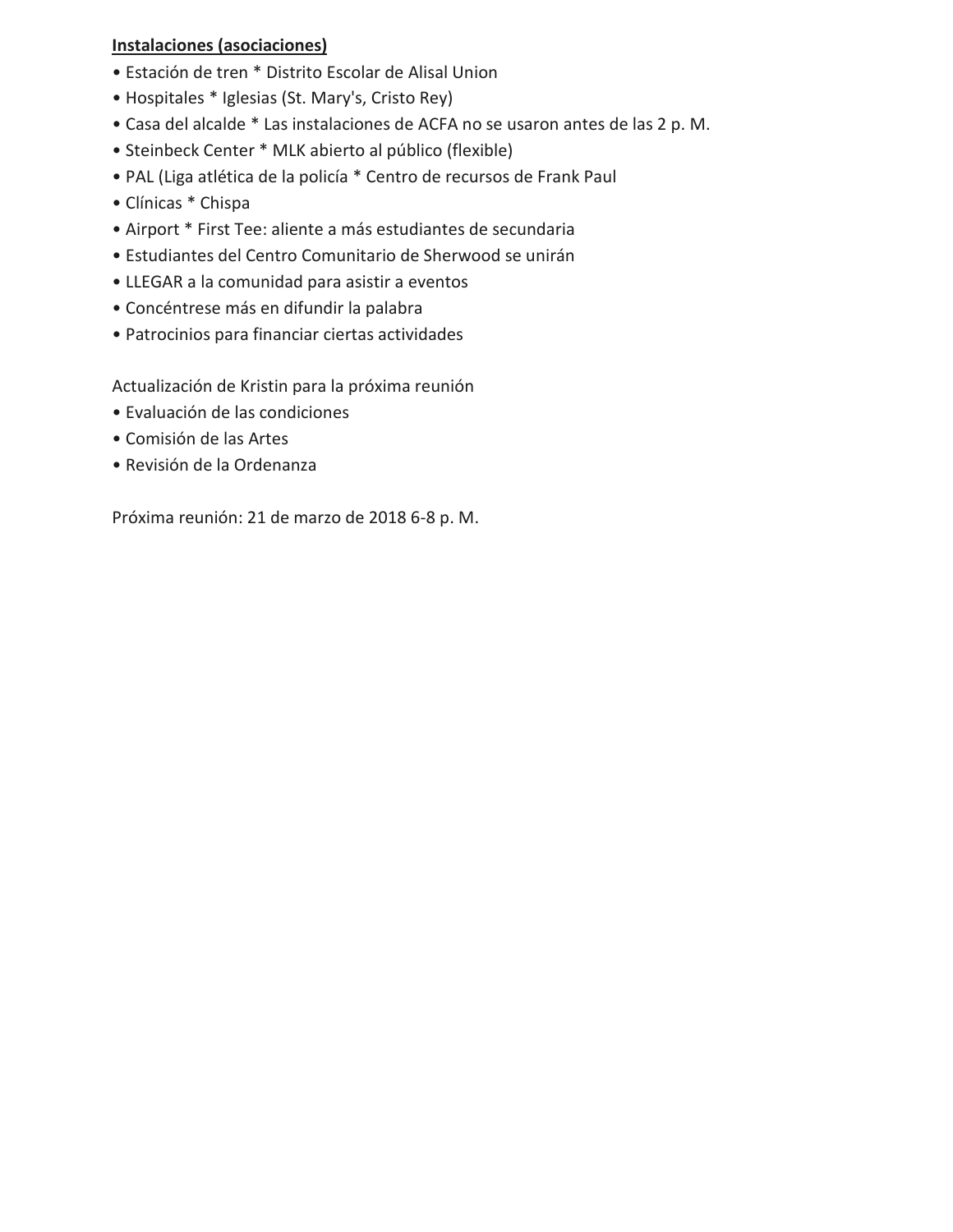**<u>Instalaciones (asociaciones)</u>**

- Estación de tren * Distrito Escolar de Alisal Union
- Hospitales * Iglesias (St. Mary's, Cristo Rey)
- Casa del alcalde * Las instalaciones de ACFA no se usaron antes de las 2 p. M.
- Steinbeck Center * MLK abierto al público (flexible)
- PAL (Liga atlética de la policía * Centro de recursos de Frank Paul
- Clínicas * Chispa
- Airport * First Tee: aliente a más estudiantes de secundaria
- Estudiantes del Centro Comunitario de Sherwood se unirán
- LLEGAR a la comunidad para asistir a eventos
- Concéntrese más en difundir la palabra
- Patrocinios para financiar ciertas actividades

Actualización de Kristin para la próxima reunión

- Evaluación de las condiciones
- Comisión de las Artes
- Revisión de la Ordenanza

Próxima reunión: 21 de marzo de 2018 6-8 p. M.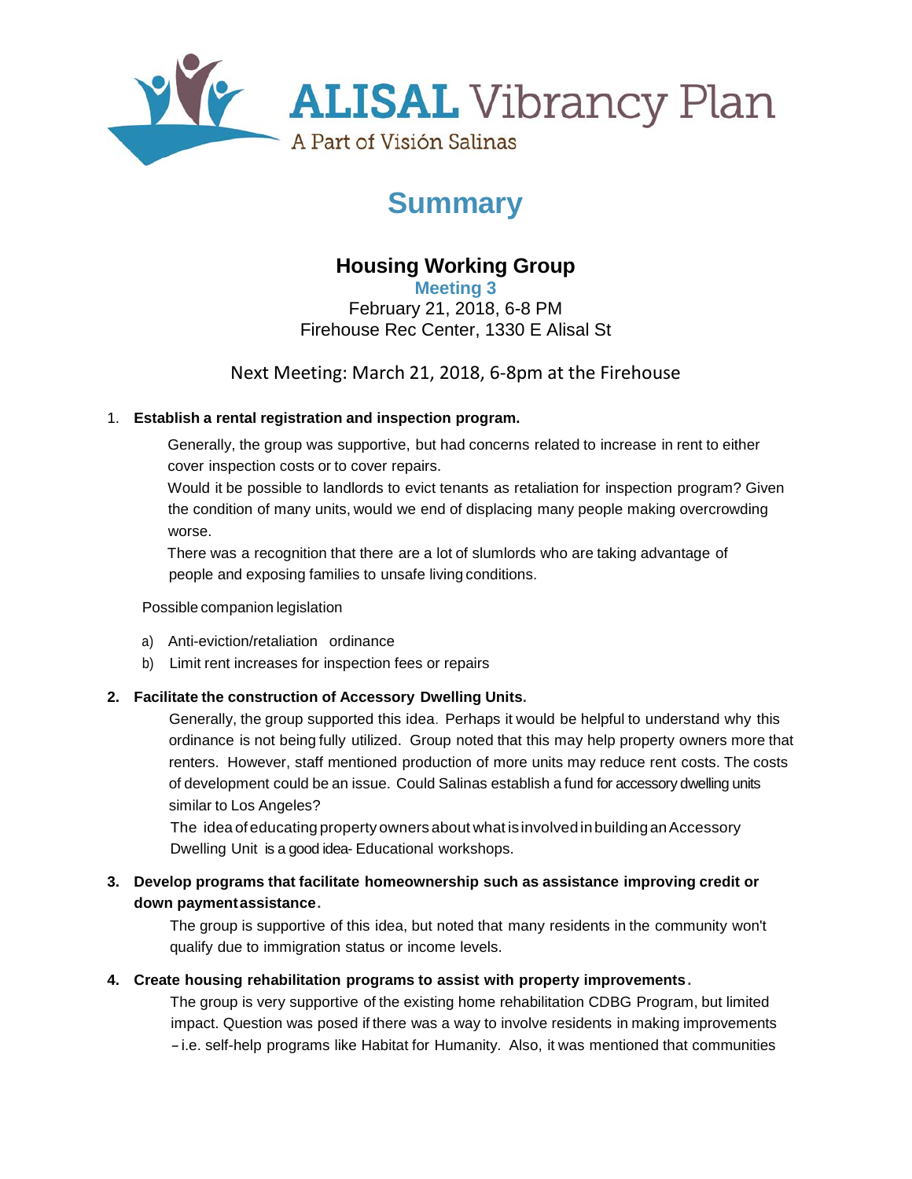ALISAL Vibrancy Plan

A Part of Visión Salinas

# Summary

## Housing Working Group

### Meeting 3

February 21, 2018, 6-8 PM

Firehouse Rec Center, 1330 E Alisal St

Next Meeting: March 21, 2018, 6-8pm at the Firehouse

1. **Establish a rental registration and inspection program.**

   Generally, the group was supportive, but had concerns related to increase in rent to either cover inspection costs or to cover repairs.

   Would it be possible to landlords to evict tenants as retaliation for inspection program? Given the condition of many units, would we end of displacing many people making overcrowding worse.

   There was a recognition that there are a lot of slumlords who are taking advantage of people and exposing families to unsafe living conditions.

   Possible companion legislation

   a) Anti-eviction/retaliation ordinance
   b) Limit rent increases for inspection fees or repairs

2. **Facilitate the construction of Accessory Dwelling Units.**

   Generally, the group supported this idea. Perhaps it would be helpful to understand why this ordinance is not being fully utilized. Group noted that this may help property owners more that renters. However, staff mentioned production of more units may reduce rent costs. The costs of development could be an issue. Could Salinas establish a fund for accessory dwelling units similar to Los Angeles?

   The idea of educating property owners about what is involved in building an Accessory Dwelling Unit is a good idea- Educational workshops.

3. **Develop programs that facilitate homeownership such as assistance improving credit or down payment assistance.**

   The group is supportive of this idea, but noted that many residents in the community won't qualify due to immigration status or income levels.

4. **Create housing rehabilitation programs to assist with property improvements.**

   The group is very supportive of the existing home rehabilitation CDBG Program, but limited impact. Question was posed if there was a way to involve residents in making improvements – i.e. self-help programs like Habitat for Humanity. Also, it was mentioned that communities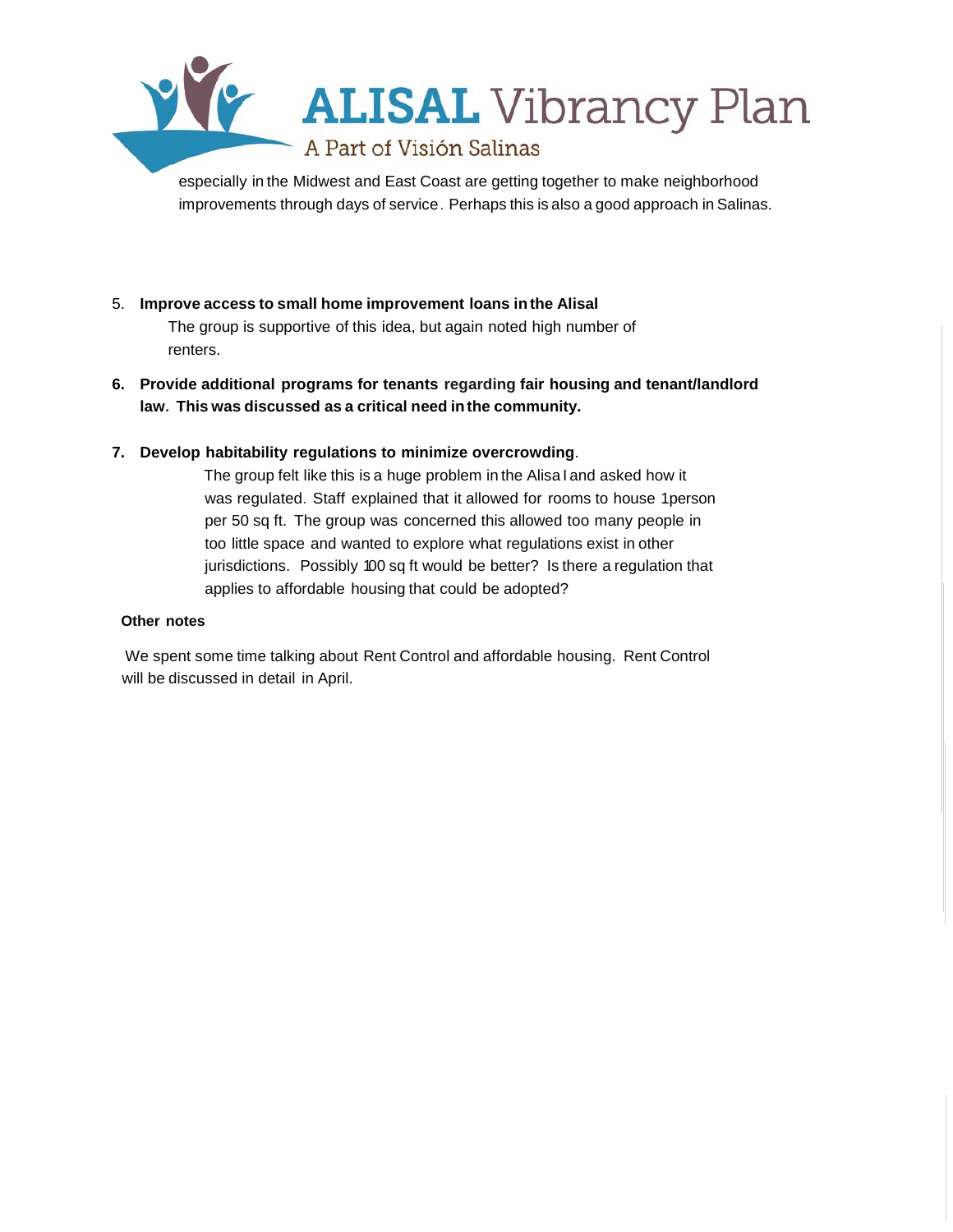especially in the Midwest and East Coast are getting together to make neighborhood improvements through days of service. Perhaps this is also a good approach in Salinas.

5. **Improve access to small home improvement loans in the Alisal**

   The group is supportive of this idea, but again noted high number of renters.

6. **Provide additional programs for tenants regarding fair housing and tenant/landlord law. This was discussed as a critical need in the community.**

7. **Develop habitability regulations to minimize overcrowding**.

   The group felt like this is a huge problem in the Alisal and asked how it was regulated. Staff explained that it allowed for rooms to house 1 person per 50 sq ft. The group was concerned this allowed too many people in too little space and wanted to explore what regulations exist in other jurisdictions. Possibly 100 sq ft would be better? Is there a regulation that applies to affordable housing that could be adopted?

**Other notes**

We spent some time talking about Rent Control and affordable housing. Rent Control will be discussed in detail in April.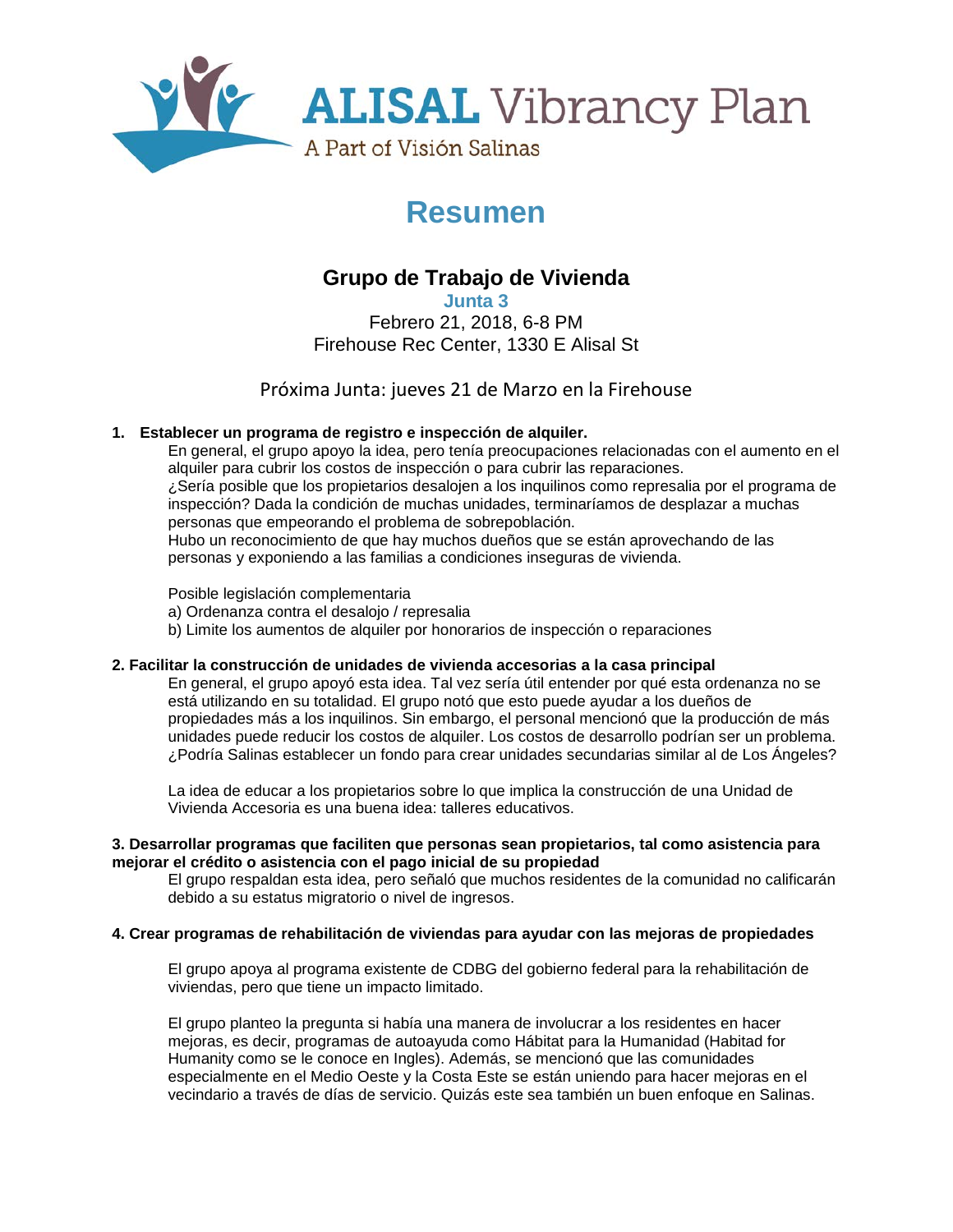ALISAL Vibrancy Plan

A Part of Visión Salinas

# Resumen

## Grupo de Trabajo de Vivienda

**Junta 3**

Febrero 21, 2018, 6-8 PM

Firehouse Rec Center, 1330 E Alisal St

Próxima Junta: jueves 21 de Marzo en la Firehouse

**1. Establecer un programa de registro e inspección de alquiler.**

En general, el grupo apoyo la idea, pero tenía preocupaciones relacionadas con el aumento en el alquiler para cubrir los costos de inspección o para cubrir las reparaciones.
¿Sería posible que los propietarios desalojen a los inquilinos como represalia por el programa de inspección? Dada la condición de muchas unidades, terminaríamos de desplazar a muchas personas que empeorando el problema de sobrepoblación.
Hubo un reconocimiento de que hay muchos dueños que se están aprovechando de las personas y exponiendo a las familias a condiciones inseguras de vivienda.

Posible legislación complementaria
a) Ordenanza contra el desalojo / represalia
b) Limite los aumentos de alquiler por honorarios de inspección o reparaciones

**2. Facilitar la construcción de unidades de vivienda accesorias a la casa principal**

En general, el grupo apoyó esta idea. Tal vez sería útil entender por qué esta ordenanza no se está utilizando en su totalidad. El grupo notó que esto puede ayudar a los dueños de propiedades más a los inquilinos. Sin embargo, el personal mencionó que la producción de más unidades puede reducir los costos de alquiler. Los costos de desarrollo podrían ser un problema. ¿Podría Salinas establecer un fondo para crear unidades secundarias similar al de Los Ángeles?

La idea de educar a los propietarios sobre lo que implica la construcción de una Unidad de Vivienda Accesoria es una buena idea: talleres educativos.

**3. Desarrollar programas que faciliten que personas sean propietarios, tal como asistencia para mejorar el crédito o asistencia con el pago inicial de su propiedad**

El grupo respaldan esta idea, pero señaló que muchos residentes de la comunidad no calificarán debido a su estatus migratorio o nivel de ingresos.

**4. Crear programas de rehabilitación de viviendas para ayudar con las mejoras de propiedades**

El grupo apoya al programa existente de CDBG del gobierno federal para la rehabilitación de viviendas, pero que tiene un impacto limitado.

El grupo planteo la pregunta si había una manera de involucrar a los residentes en hacer mejoras, es decir, programas de autoayuda como Hábitat para la Humanidad (Habitad for Humanity como se le conoce en Ingles). Además, se mencionó que las comunidades especialmente en el Medio Oeste y la Costa Este se están uniendo para hacer mejoras en el vecindario a través de días de servicio. Quizás este sea también un buen enfoque en Salinas.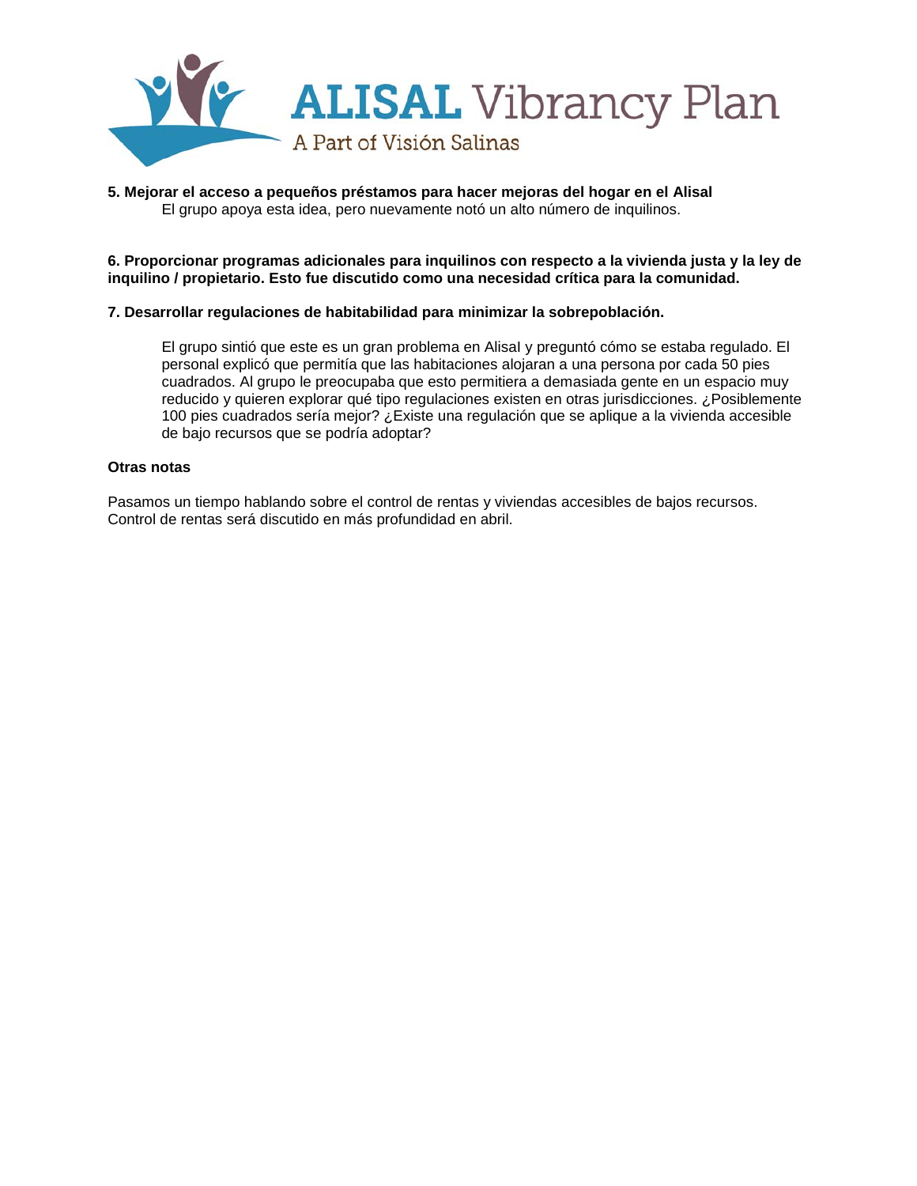**5. Mejorar el acceso a pequeños préstamos para hacer mejoras del hogar en el Alisal**

El grupo apoya esta idea, pero nuevamente notó un alto número de inquilinos.

**6. Proporcionar programas adicionales para inquilinos con respecto a la vivienda justa y la ley de inquilino / propietario. Esto fue discutido como una necesidad crítica para la comunidad.**

**7. Desarrollar regulaciones de habitabilidad para minimizar la sobrepoblación.**

El grupo sintió que este es un gran problema en Alisal y preguntó cómo se estaba regulado. El personal explicó que permitía que las habitaciones alojaran a una persona por cada 50 pies cuadrados. Al grupo le preocupaba que esto permitiera a demasiada gente en un espacio muy reducido y quieren explorar qué tipo regulaciones existen en otras jurisdicciones. ¿Posiblemente 100 pies cuadrados sería mejor? ¿Existe una regulación que se aplique a la vivienda accesible de bajo recursos que se podría adoptar?

**Otras notas**

Pasamos un tiempo hablando sobre el control de rentas y viviendas accesibles de bajos recursos. Control de rentas será discutido en más profundidad en abril.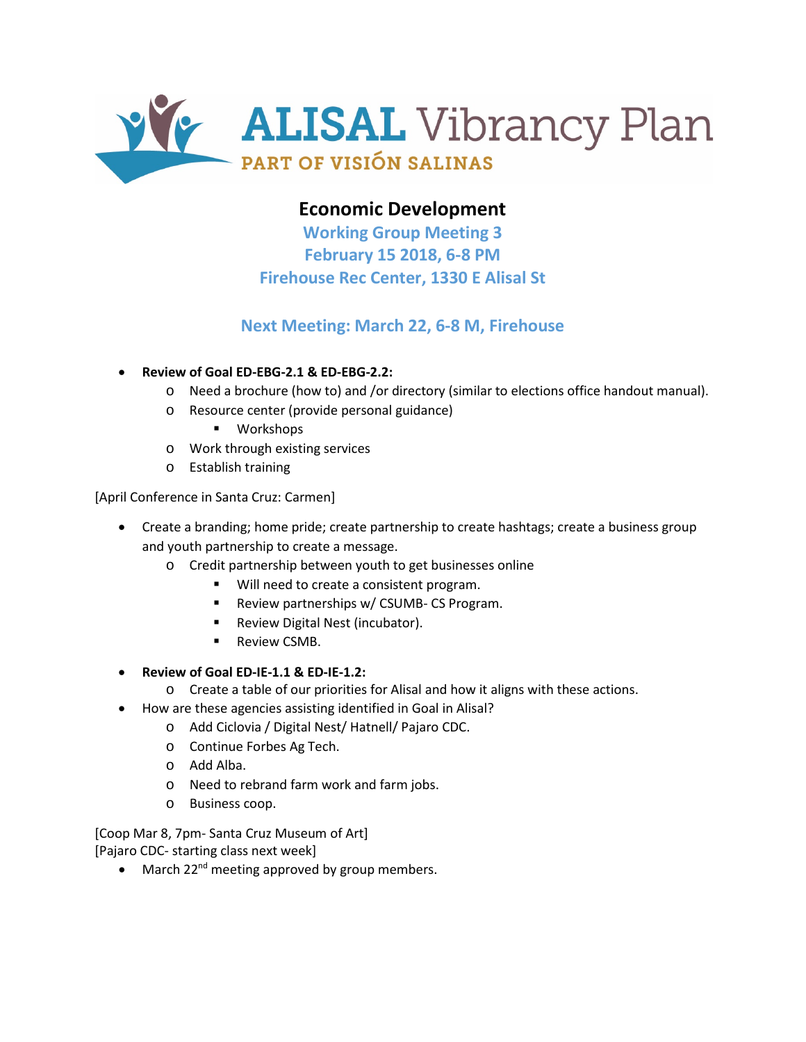ALISAL Vibrancy Plan

PART OF VISIÓN SALINAS

# Economic Development

## Working Group Meeting 3

## February 15 2018, 6-8 PM

## Firehouse Rec Center, 1330 E Alisal St

## Next Meeting: March 22, 6-8 M, Firehouse

- **Review of Goal ED-EBG-2.1 & ED-EBG-2.2:**
  - Need a brochure (how to) and /or directory (similar to elections office handout manual).
  - Resource center (provide personal guidance)
    - Workshops
  - Work through existing services
  - Establish training

[April Conference in Santa Cruz: Carmen]

- Create a branding; home pride; create partnership to create hashtags; create a business group and youth partnership to create a message.
  - Credit partnership between youth to get businesses online
    - Will need to create a consistent program.
    - Review partnerships w/ CSUMB- CS Program.
    - Review Digital Nest (incubator).
    - Review CSMB.

- **Review of Goal ED-IE-1.1 & ED-IE-1.2:**
  - Create a table of our priorities for Alisal and how it aligns with these actions.
- How are these agencies assisting identified in Goal in Alisal?
  - Add Ciclovia / Digital Nest/ Hatnell/ Pajaro CDC.
  - Continue Forbes Ag Tech.
  - Add Alba.
  - Need to rebrand farm work and farm jobs.
  - Business coop.

[Coop Mar 8, 7pm- Santa Cruz Museum of Art]
[Pajaro CDC- starting class next week]

- March 22nd meeting approved by group members.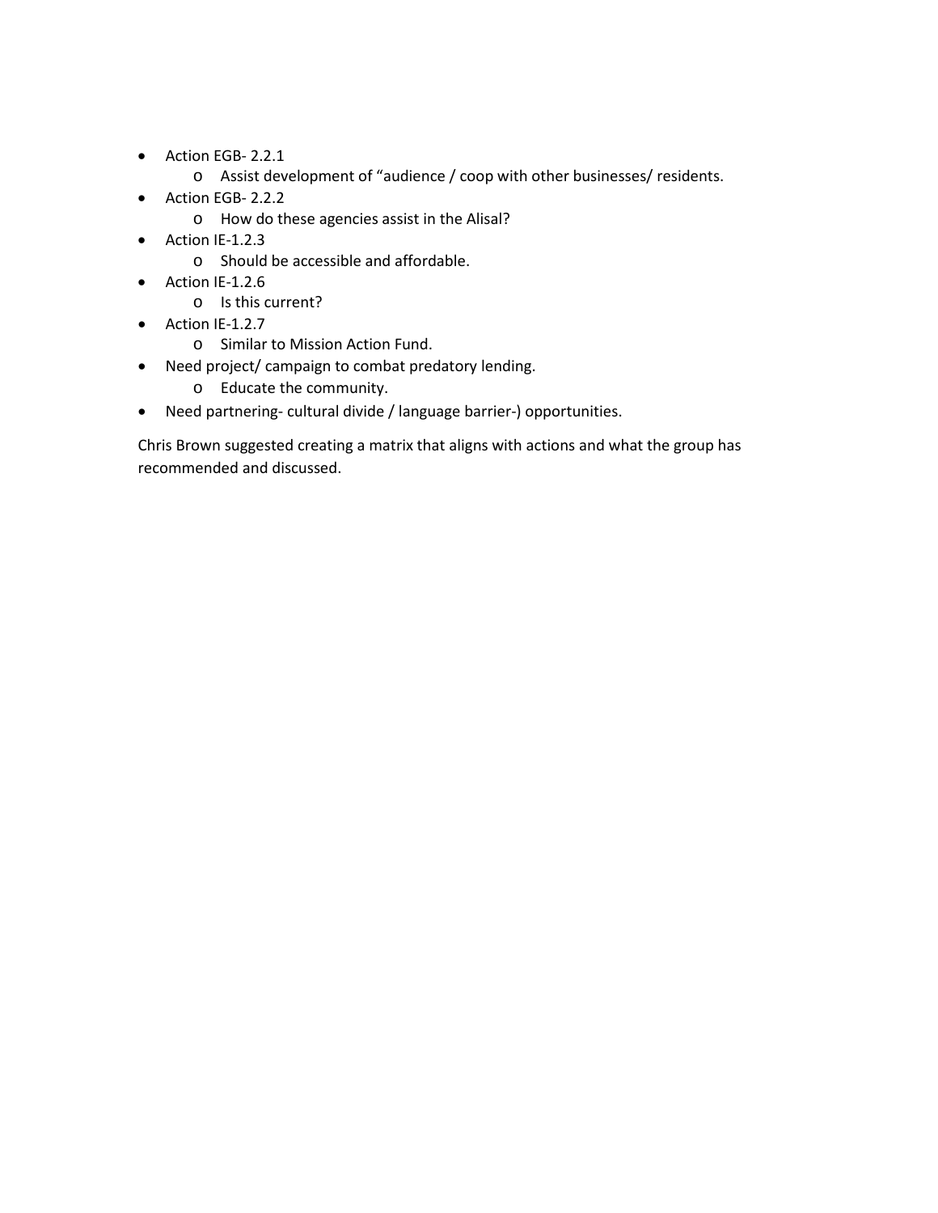- Action EGB- 2.2.1
  - Assist development of "audience / coop with other businesses/ residents.
- Action EGB- 2.2.2
  - How do these agencies assist in the Alisal?
- Action IE-1.2.3
  - Should be accessible and affordable.
- Action IE-1.2.6
  - Is this current?
- Action IE-1.2.7
  - Similar to Mission Action Fund.
- Need project/ campaign to combat predatory lending.
  - Educate the community.
- Need partnering- cultural divide / language barrier-) opportunities.

Chris Brown suggested creating a matrix that aligns with actions and what the group has recommended and discussed.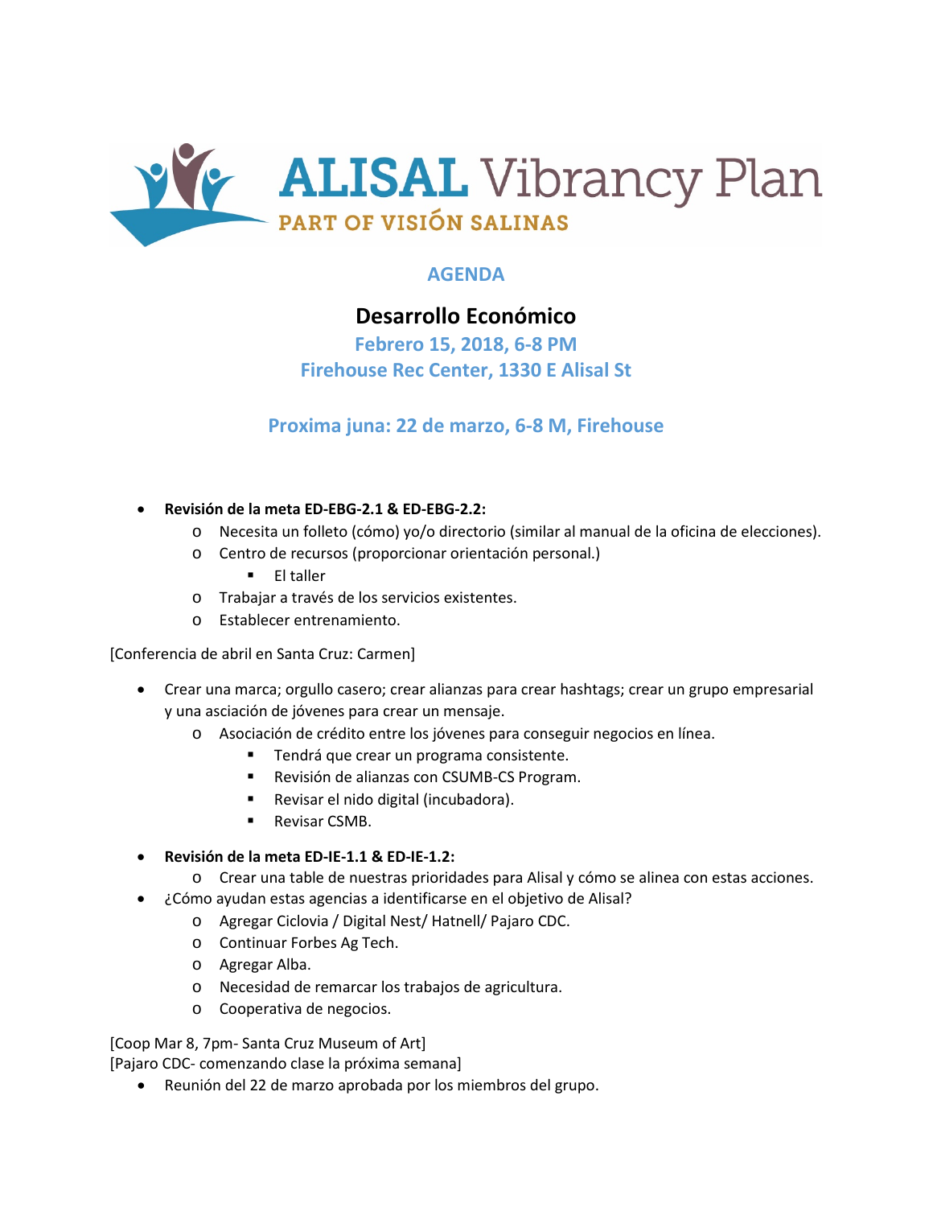ALISAL Vibrancy Plan
PART OF VISIÓN SALINAS

## AGENDA

# Desarrollo Económico

### Febrero 15, 2018, 6-8 PM
### Firehouse Rec Center, 1330 E Alisal St

### Proxima juna: 22 de marzo, 6-8 M, Firehouse

- **Revisión de la meta ED-EBG-2.1 & ED-EBG-2.2:**
    - Necesita un folleto (cómo) yo/o directorio (similar al manual de la oficina de elecciones).
    - Centro de recursos (proporcionar orientación personal.)
        - El taller
    - Trabajar a través de los servicios existentes.
    - Establecer entrenamiento.

[Conferencia de abril en Santa Cruz: Carmen]

- Crear una marca; orgullo casero; crear alianzas para crear hashtags; crear un grupo empresarial y una asciación de jóvenes para crear un mensaje.
    - Asociación de crédito entre los jóvenes para conseguir negocios en línea.
        - Tendrá que crear un programa consistente.
        - Revisión de alianzas con CSUMB-CS Program.
        - Revisar el nido digital (incubadora).
        - Revisar CSMB.
- **Revisión de la meta ED-IE-1.1 & ED-IE-1.2:**
    - Crear una table de nuestras prioridades para Alisal y cómo se alinea con estas acciones.
- ¿Cómo ayudan estas agencias a identificarse en el objetivo de Alisal?
    - Agregar Ciclovia / Digital Nest/ Hatnell/ Pajaro CDC.
    - Continuar Forbes Ag Tech.
    - Agregar Alba.
    - Necesidad de remarcar los trabajos de agricultura.
    - Cooperativa de negocios.

[Coop Mar 8, 7pm- Santa Cruz Museum of Art]
[Pajaro CDC- comenzando clase la próxima semana]

- Reunión del 22 de marzo aprobada por los miembros del grupo.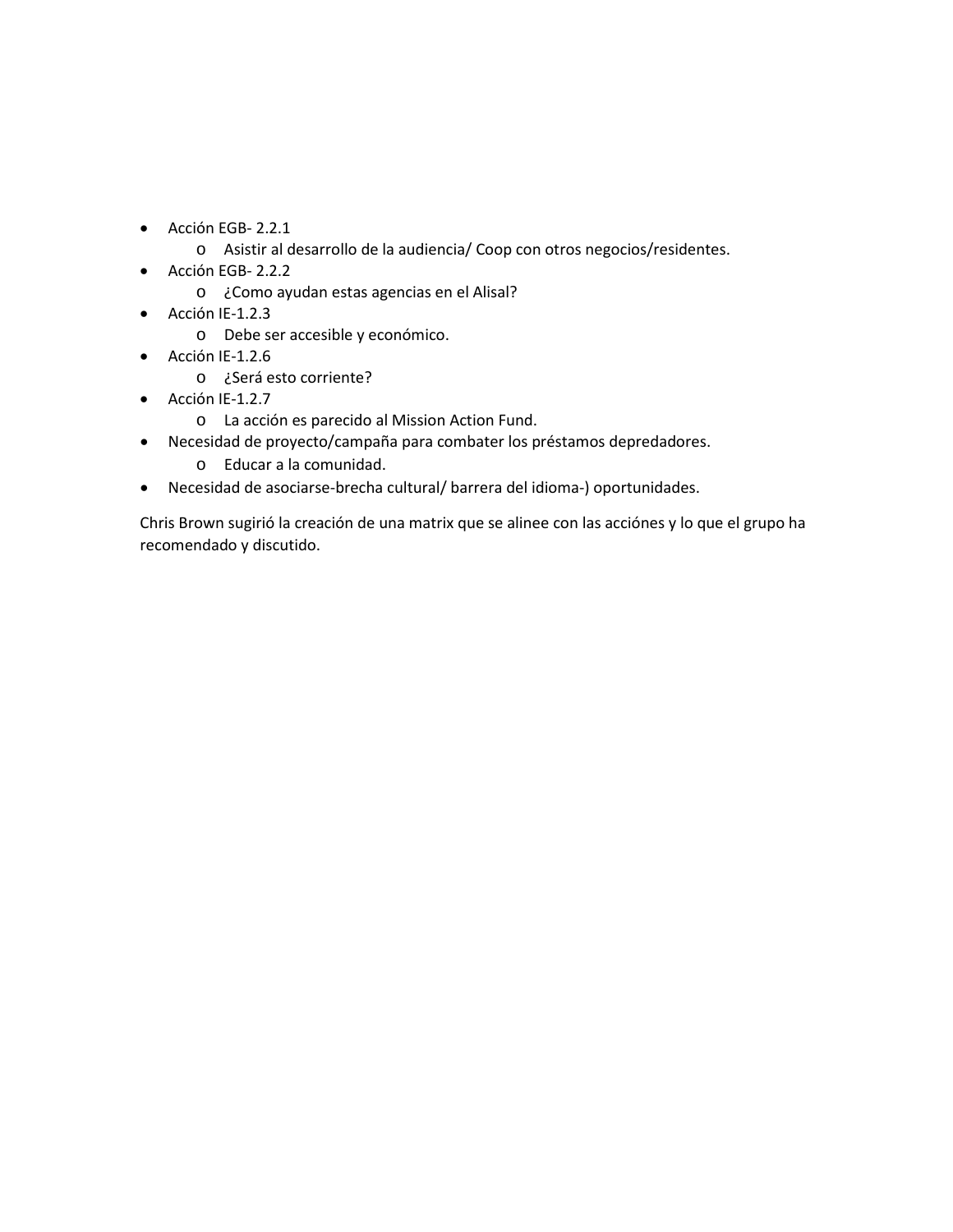- Acción EGB- 2.2.1
  - Asistir al desarrollo de la audiencia/ Coop con otros negocios/residentes.
- Acción EGB- 2.2.2
  - ¿Como ayudan estas agencias en el Alisal?
- Acción IE-1.2.3
  - Debe ser accesible y económico.
- Acción IE-1.2.6
  - ¿Será esto corriente?
- Acción IE-1.2.7
  - La acción es parecido al Mission Action Fund.
- Necesidad de proyecto/campaña para combater los préstamos depredadores.
  - Educar a la comunidad.
- Necesidad de asociarse-brecha cultural/ barrera del idioma-) oportunidades.

Chris Brown sugirió la creación de una matrix que se alinee con las acciónes y lo que el grupo ha recomendado y discutido.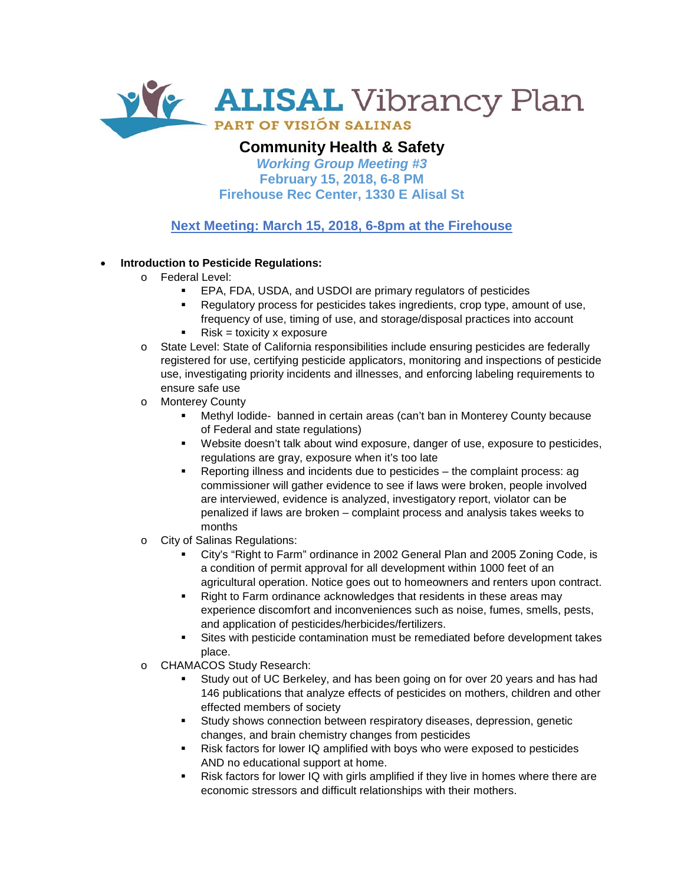# ALISAL Vibrancy Plan

PART OF VISIÓN SALINAS

## Community Health & Safety

***Working Group Meeting #3***

**February 15, 2018, 6-8 PM**

**Firehouse Rec Center, 1330 E Alisal St**

**Next Meeting: March 15, 2018, 6-8pm at the Firehouse**

- **Introduction to Pesticide Regulations:**
  - Federal Level:
    - EPA, FDA, USDA, and USDOI are primary regulators of pesticides
    - Regulatory process for pesticides takes ingredients, crop type, amount of use, frequency of use, timing of use, and storage/disposal practices into account
    - Risk = toxicity x exposure
  - State Level: State of California responsibilities include ensuring pesticides are federally registered for use, certifying pesticide applicators, monitoring and inspections of pesticide use, investigating priority incidents and illnesses, and enforcing labeling requirements to ensure safe use
  - Monterey County
    - Methyl Iodide- banned in certain areas (can't ban in Monterey County because of Federal and state regulations)
    - Website doesn't talk about wind exposure, danger of use, exposure to pesticides, regulations are gray, exposure when it's too late
    - Reporting illness and incidents due to pesticides – the complaint process: ag commissioner will gather evidence to see if laws were broken, people involved are interviewed, evidence is analyzed, investigatory report, violator can be penalized if laws are broken – complaint process and analysis takes weeks to months
  - City of Salinas Regulations:
    - City's "Right to Farm" ordinance in 2002 General Plan and 2005 Zoning Code, is a condition of permit approval for all development within 1000 feet of an agricultural operation. Notice goes out to homeowners and renters upon contract.
    - Right to Farm ordinance acknowledges that residents in these areas may experience discomfort and inconveniences such as noise, fumes, smells, pests, and application of pesticides/herbicides/fertilizers.
    - Sites with pesticide contamination must be remediated before development takes place.
  - CHAMACOS Study Research:
    - Study out of UC Berkeley, and has been going on for over 20 years and has had 146 publications that analyze effects of pesticides on mothers, children and other effected members of society
    - Study shows connection between respiratory diseases, depression, genetic changes, and brain chemistry changes from pesticides
    - Risk factors for lower IQ amplified with boys who were exposed to pesticides AND no educational support at home.
    - Risk factors for lower IQ with girls amplified if they live in homes where there are economic stressors and difficult relationships with their mothers.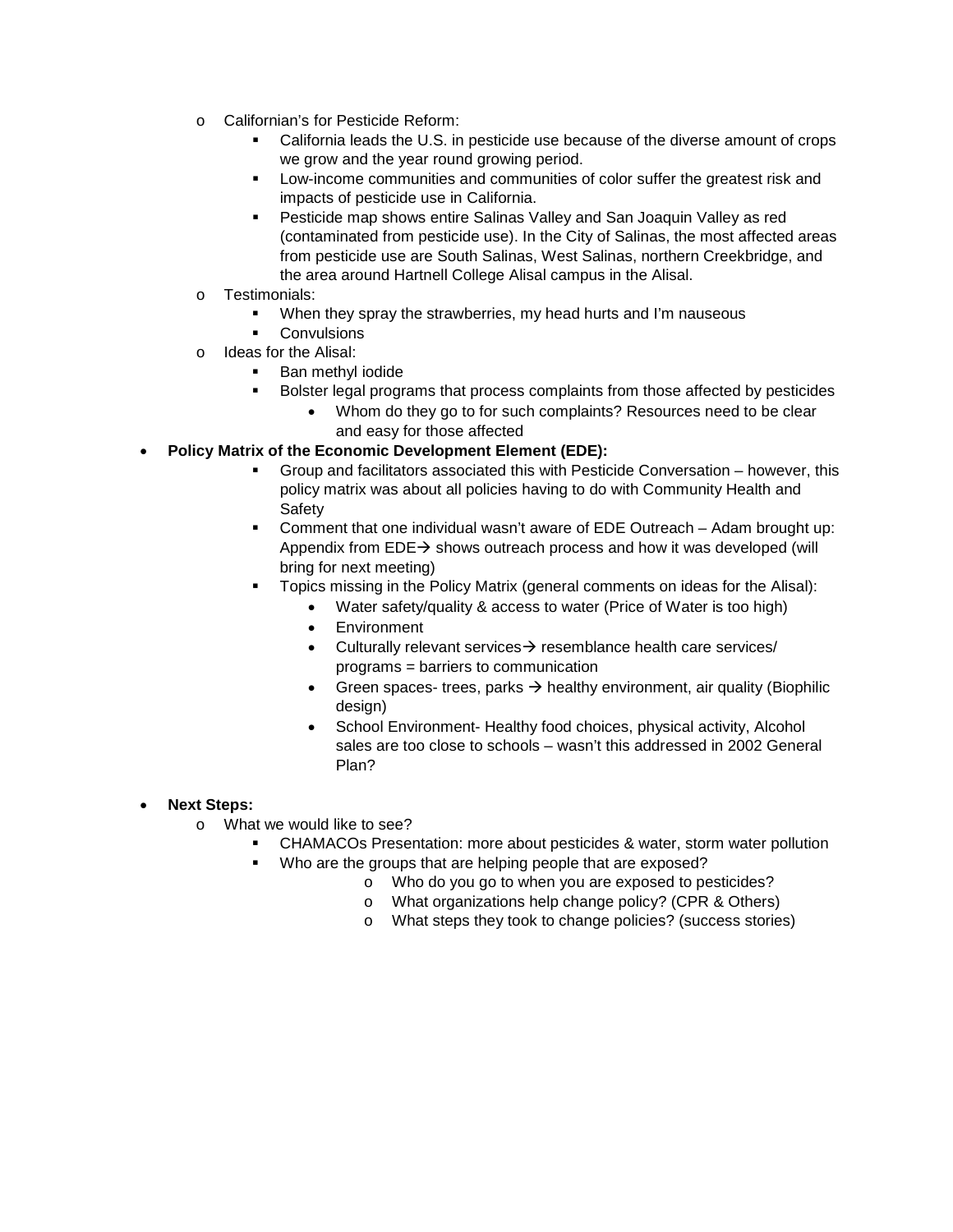- Californian's for Pesticide Reform:
  - California leads the U.S. in pesticide use because of the diverse amount of crops we grow and the year round growing period.
  - Low-income communities and communities of color suffer the greatest risk and impacts of pesticide use in California.
  - Pesticide map shows entire Salinas Valley and San Joaquin Valley as red (contaminated from pesticide use). In the City of Salinas, the most affected areas from pesticide use are South Salinas, West Salinas, northern Creekbridge, and the area around Hartnell College Alisal campus in the Alisal.
- Testimonials:
  - When they spray the strawberries, my head hurts and I'm nauseous
  - Convulsions
- Ideas for the Alisal:
  - Ban methyl iodide
  - Bolster legal programs that process complaints from those affected by pesticides
    - Whom do they go to for such complaints? Resources need to be clear and easy for those affected

- **Policy Matrix of the Economic Development Element (EDE):**
  - Group and facilitators associated this with Pesticide Conversation – however, this policy matrix was about all policies having to do with Community Health and Safety
  - Comment that one individual wasn't aware of EDE Outreach – Adam brought up: Appendix from EDE→ shows outreach process and how it was developed (will bring for next meeting)
  - Topics missing in the Policy Matrix (general comments on ideas for the Alisal):
    - Water safety/quality & access to water (Price of Water is too high)
    - Environment
    - Culturally relevant services→ resemblance health care services/ programs = barriers to communication
    - Green spaces- trees, parks → healthy environment, air quality (Biophilic design)
    - School Environment- Healthy food choices, physical activity, Alcohol sales are too close to schools – wasn't this addressed in 2002 General Plan?

- **Next Steps:**
  - What we would like to see?
    - CHAMACOs Presentation: more about pesticides & water, storm water pollution
    - Who are the groups that are helping people that are exposed?
      - Who do you go to when you are exposed to pesticides?
      - What organizations help change policy? (CPR & Others)
      - What steps they took to change policies? (success stories)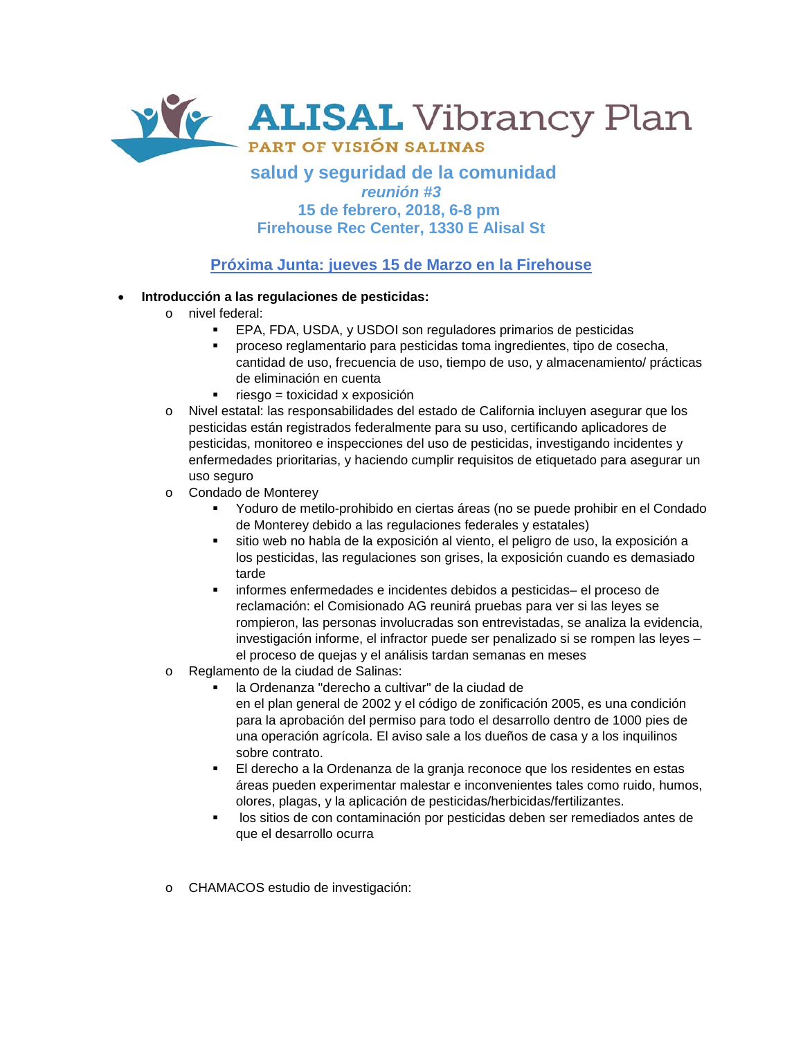# ALISAL Vibrancy Plan

PART OF VISIÓN SALINAS

## salud y seguridad de la comunidad

***reunión #3***

**15 de febrero, 2018, 6-8 pm**

**Firehouse Rec Center, 1330 E Alisal St**

**Próxima Junta: jueves 15 de Marzo en la Firehouse**

- **Introducción a las regulaciones de pesticidas:**
  - nivel federal:
    - EPA, FDA, USDA, y USDOI son reguladores primarios de pesticidas
    - proceso reglamentario para pesticidas toma ingredientes, tipo de cosecha, cantidad de uso, frecuencia de uso, tiempo de uso, y almacenamiento/ prácticas de eliminación en cuenta
    - riesgo = toxicidad x exposición
  - Nivel estatal: las responsabilidades del estado de California incluyen asegurar que los pesticidas están registrados federalmente para su uso, certificando aplicadores de pesticidas, monitoreo e inspecciones del uso de pesticidas, investigando incidentes y enfermedades prioritarias, y haciendo cumplir requisitos de etiquetado para asegurar un uso seguro
  - Condado de Monterey
    - Yoduro de metilo-prohibido en ciertas áreas (no se puede prohibir en el Condado de Monterey debido a las regulaciones federales y estatales)
    - sitio web no habla de la exposición al viento, el peligro de uso, la exposición a los pesticidas, las regulaciones son grises, la exposición cuando es demasiado tarde
    - informes enfermedades e incidentes debidos a pesticidas– el proceso de reclamación: el Comisionado AG reunirá pruebas para ver si las leyes se rompieron, las personas involucradas son entrevistadas, se analiza la evidencia, investigación informe, el infractor puede ser penalizado si se rompen las leyes – el proceso de quejas y el análisis tardan semanas en meses
  - Reglamento de la ciudad de Salinas:
    - la Ordenanza "derecho a cultivar" de la ciudad de en el plan general de 2002 y el código de zonificación 2005, es una condición para la aprobación del permiso para todo el desarrollo dentro de 1000 pies de una operación agrícola. El aviso sale a los dueños de casa y a los inquilinos sobre contrato.
    - El derecho a la Ordenanza de la granja reconoce que los residentes en estas áreas pueden experimentar malestar e inconvenientes tales como ruido, humos, olores, plagas, y la aplicación de pesticidas/herbicidas/fertilizantes.
    - los sitios de con contaminación por pesticidas deben ser remediados antes de que el desarrollo ocurra
  - CHAMACOS estudio de investigación: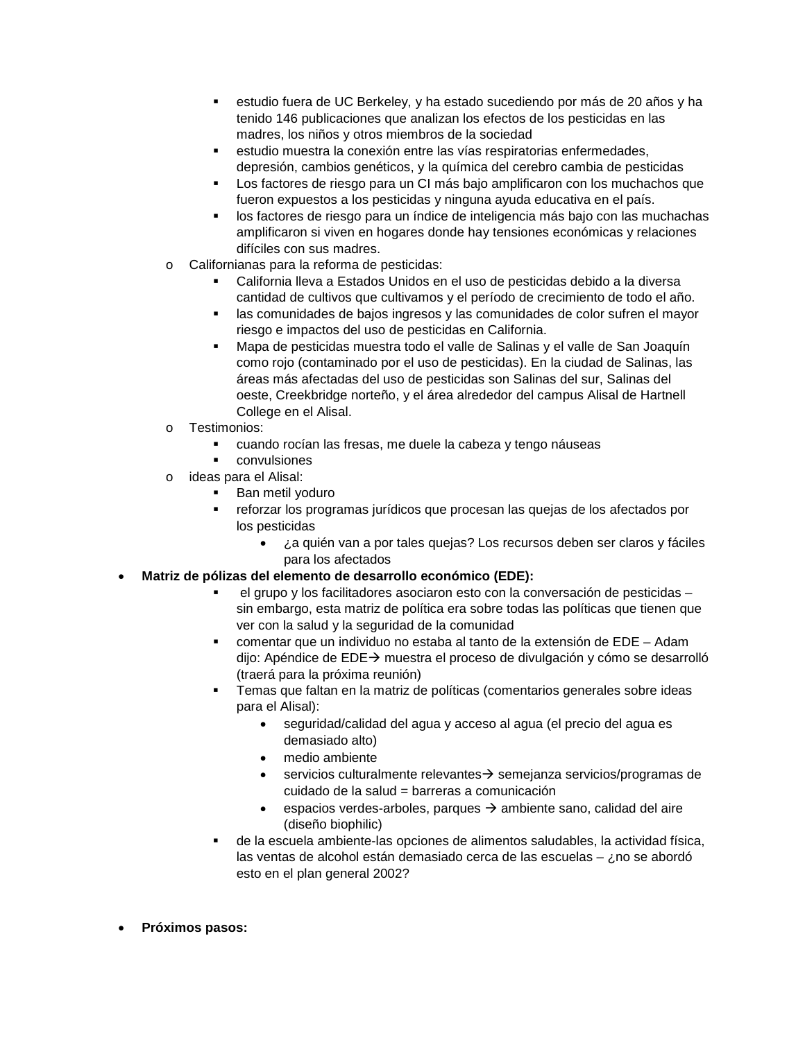- estudio fuera de UC Berkeley, y ha estado sucediendo por más de 20 años y ha tenido 146 publicaciones que analizan los efectos de los pesticidas en las madres, los niños y otros miembros de la sociedad
        - estudio muestra la conexión entre las vías respiratorias enfermedades, depresión, cambios genéticos, y la química del cerebro cambia de pesticidas
        - Los factores de riesgo para un CI más bajo amplificaron con los muchachos que fueron expuestos a los pesticidas y ninguna ayuda educativa en el país.
        - los factores de riesgo para un índice de inteligencia más bajo con las muchachas amplificaron si viven en hogares donde hay tensiones económicas y relaciones difíciles con sus madres.
    - Californianas para la reforma de pesticidas:
        - California lleva a Estados Unidos en el uso de pesticidas debido a la diversa cantidad de cultivos que cultivamos y el período de crecimiento de todo el año.
        - las comunidades de bajos ingresos y las comunidades de color sufren el mayor riesgo e impactos del uso de pesticidas en California.
        - Mapa de pesticidas muestra todo el valle de Salinas y el valle de San Joaquín como rojo (contaminado por el uso de pesticidas). En la ciudad de Salinas, las áreas más afectadas del uso de pesticidas son Salinas del sur, Salinas del oeste, Creekbridge norteño, y el área alrededor del campus Alisal de Hartnell College en el Alisal.
    - Testimonios:
        - cuando rocían las fresas, me duele la cabeza y tengo náuseas
        - convulsiones
    - ideas para el Alisal:
        - Ban metil yoduro
        - reforzar los programas jurídicos que procesan las quejas de los afectados por los pesticidas
            - ¿a quién van a por tales quejas? Los recursos deben ser claros y fáciles para los afectados

- **Matriz de pólizas del elemento de desarrollo económico (EDE):**
        - el grupo y los facilitadores asociaron esto con la conversación de pesticidas – sin embargo, esta matriz de política era sobre todas las políticas que tienen que ver con la salud y la seguridad de la comunidad
        - comentar que un individuo no estaba al tanto de la extensión de EDE – Adam dijo: Apéndice de EDE→ muestra el proceso de divulgación y cómo se desarrolló (traerá para la próxima reunión)
        - Temas que faltan en la matriz de políticas (comentarios generales sobre ideas para el Alisal):
            - seguridad/calidad del agua y acceso al agua (el precio del agua es demasiado alto)
            - medio ambiente
            - servicios culturalmente relevantes→ semejanza servicios/programas de cuidado de la salud = barreras a comunicación
            - espacios verdes-arboles, parques → ambiente sano, calidad del aire (diseño biophilic)
        - de la escuela ambiente-las opciones de alimentos saludables, la actividad física, las ventas de alcohol están demasiado cerca de las escuelas – ¿no se abordó esto en el plan general 2002?

- **Próximos pasos:**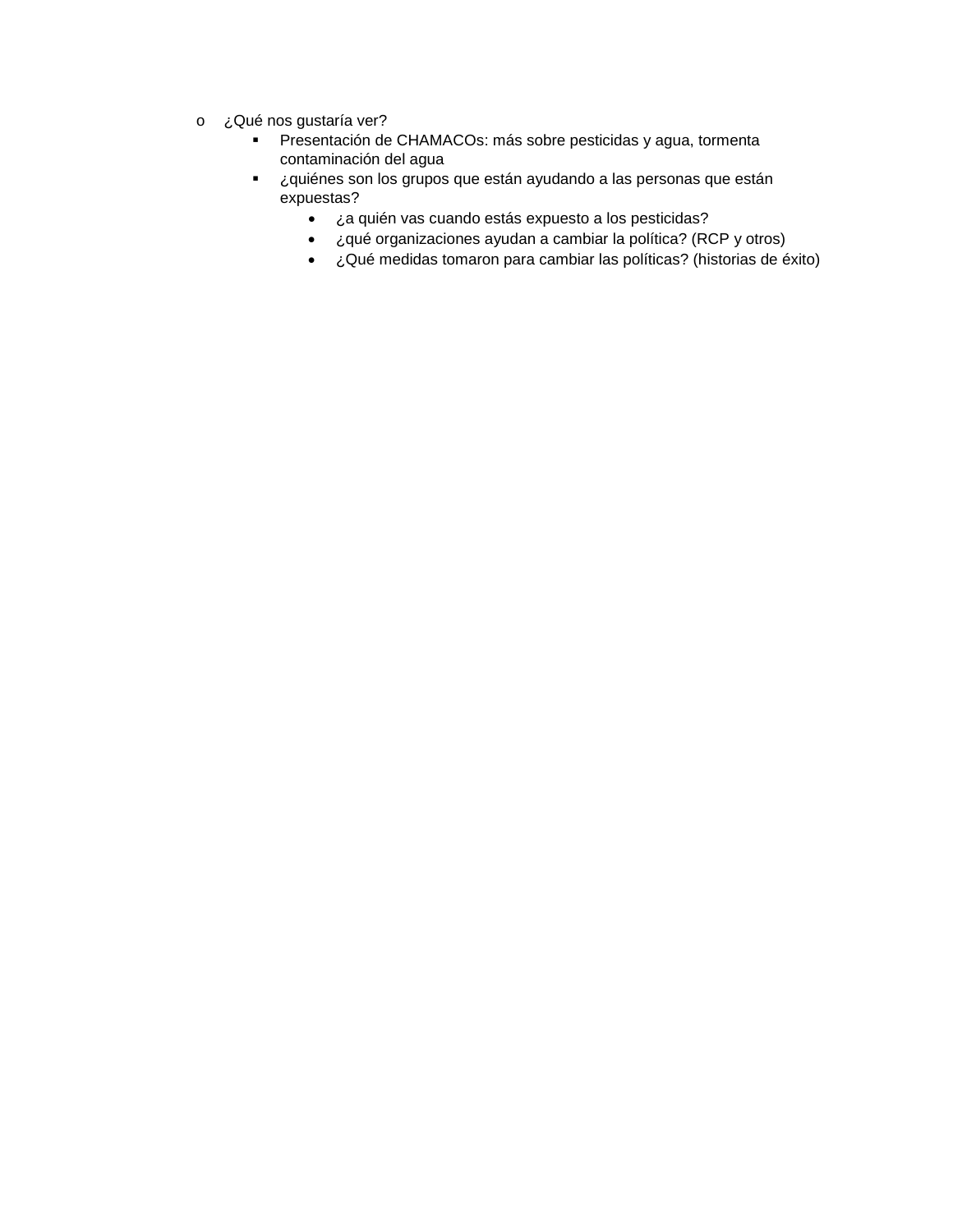- ¿Qué nos gustaría ver?
  - Presentación de CHAMACOs: más sobre pesticidas y agua, tormenta contaminación del agua
  - ¿quiénes son los grupos que están ayudando a las personas que están expuestas?
    - ¿a quién vas cuando estás expuesto a los pesticidas?
    - ¿qué organizaciones ayudan a cambiar la política? (RCP y otros)
    - ¿Qué medidas tomaron para cambiar las políticas? (historias de éxito)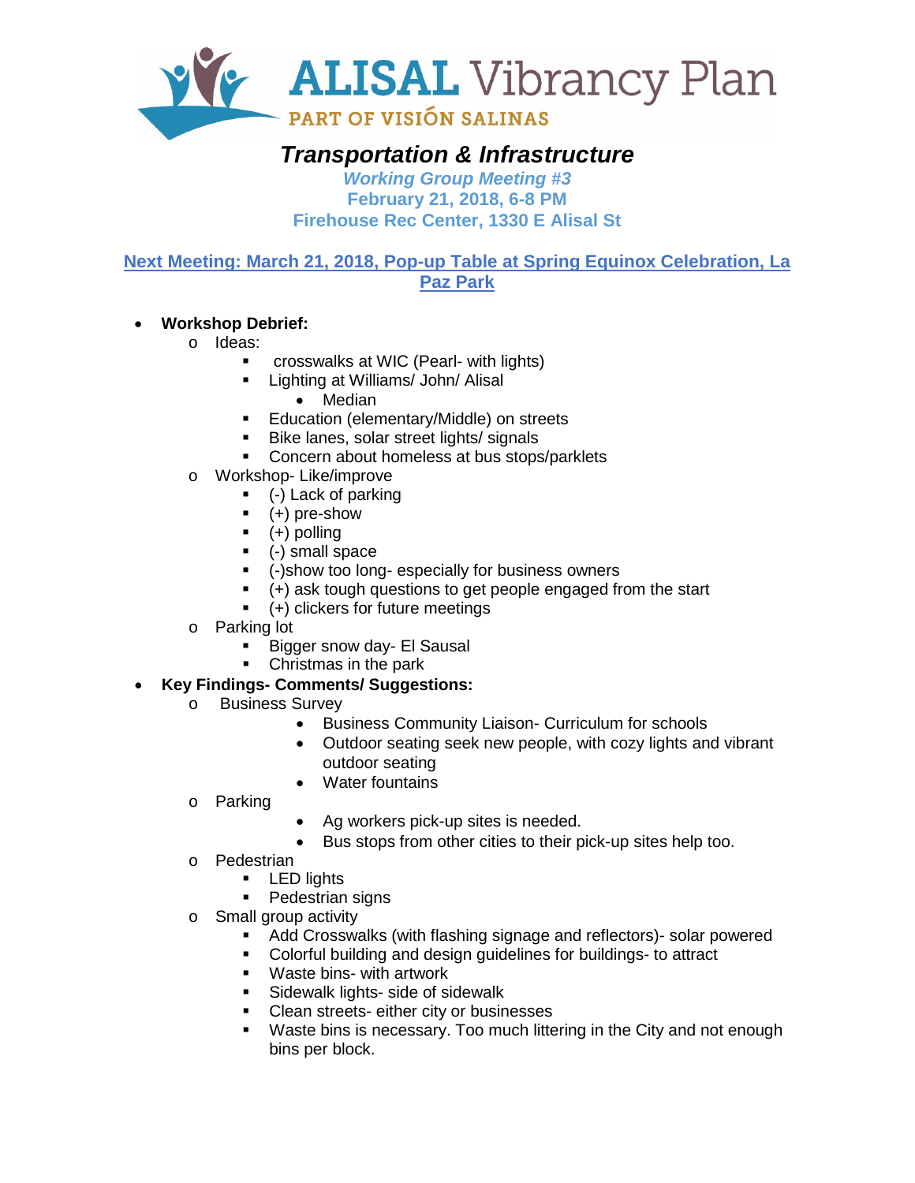**ALISAL Vibrancy Plan**
PART OF VISIÓN SALINAS

# *Transportation & Infrastructure*

***Working Group Meeting #3***
**February 21, 2018, 6-8 PM**
**Firehouse Rec Center, 1330 E Alisal St**

**Next Meeting: March 21, 2018, Pop-up Table at Spring Equinox Celebration, La Paz Park**

- **Workshop Debrief:**
  - Ideas:
    - crosswalks at WIC (Pearl- with lights)
    - Lighting at Williams/ John/ Alisal
      - Median
    - Education (elementary/Middle) on streets
    - Bike lanes, solar street lights/ signals
    - Concern about homeless at bus stops/parklets
  - Workshop- Like/improve
    - (-) Lack of parking
    - (+) pre-show
    - (+) polling
    - (-) small space
    - (-)show too long- especially for business owners
    - (+) ask tough questions to get people engaged from the start
    - (+) clickers for future meetings
  - Parking lot
    - Bigger snow day- El Sausal
    - Christmas in the park
- **Key Findings- Comments/ Suggestions:**
  - Business Survey
    - Business Community Liaison- Curriculum for schools
    - Outdoor seating seek new people, with cozy lights and vibrant outdoor seating
    - Water fountains
  - Parking
    - Ag workers pick-up sites is needed.
    - Bus stops from other cities to their pick-up sites help too.
  - Pedestrian
    - LED lights
    - Pedestrian signs
  - Small group activity
    - Add Crosswalks (with flashing signage and reflectors)- solar powered
    - Colorful building and design guidelines for buildings- to attract
    - Waste bins- with artwork
    - Sidewalk lights- side of sidewalk
    - Clean streets- either city or businesses
    - Waste bins is necessary. Too much littering in the City and not enough bins per block.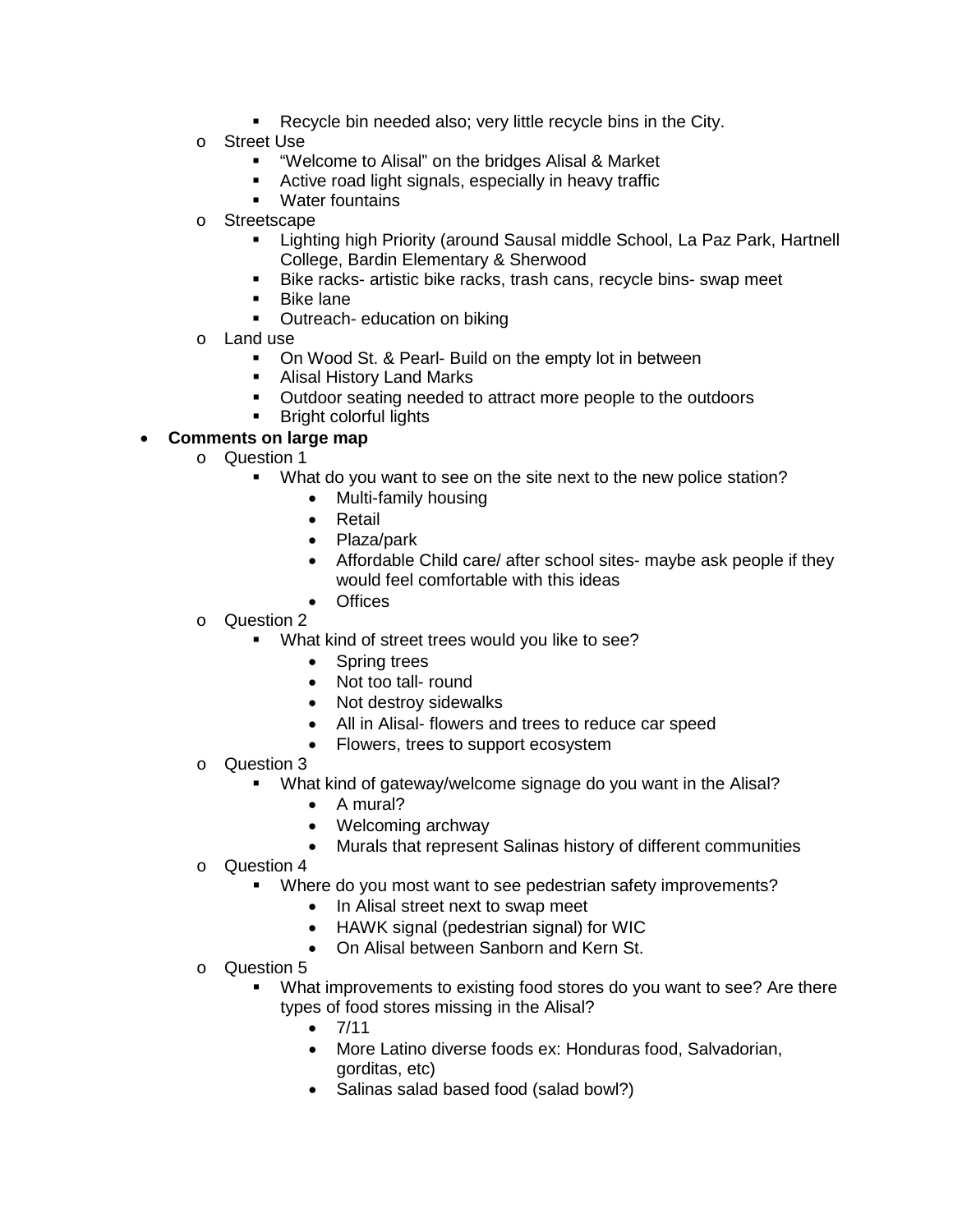- Recycle bin needed also; very little recycle bins in the City.
  - Street Use
      - “Welcome to Alisal” on the bridges Alisal & Market
      - Active road light signals, especially in heavy traffic
      - Water fountains
  - Streetscape
      - Lighting high Priority (around Sausal middle School, La Paz Park, Hartnell College, Bardin Elementary & Sherwood
      - Bike racks- artistic bike racks, trash cans, recycle bins- swap meet
      - Bike lane
      - Outreach- education on biking
  - Land use
      - On Wood St. & Pearl- Build on the empty lot in between
      - Alisal History Land Marks
      - Outdoor seating needed to attract more people to the outdoors
      - Bright colorful lights
- **Comments on large map**
  - Question 1
      - What do you want to see on the site next to the new police station?
          - Multi-family housing
          - Retail
          - Plaza/park
          - Affordable Child care/ after school sites- maybe ask people if they would feel comfortable with this ideas
          - Offices
  - Question 2
      - What kind of street trees would you like to see?
          - Spring trees
          - Not too tall- round
          - Not destroy sidewalks
          - All in Alisal- flowers and trees to reduce car speed
          - Flowers, trees to support ecosystem
  - Question 3
      - What kind of gateway/welcome signage do you want in the Alisal?
          - A mural?
          - Welcoming archway
          - Murals that represent Salinas history of different communities
  - Question 4
      - Where do you most want to see pedestrian safety improvements?
          - In Alisal street next to swap meet
          - HAWK signal (pedestrian signal) for WIC
          - On Alisal between Sanborn and Kern St.
  - Question 5
      - What improvements to existing food stores do you want to see? Are there types of food stores missing in the Alisal?
          - 7/11
          - More Latino diverse foods ex: Honduras food, Salvadorian, gorditas, etc)
          - Salinas salad based food (salad bowl?)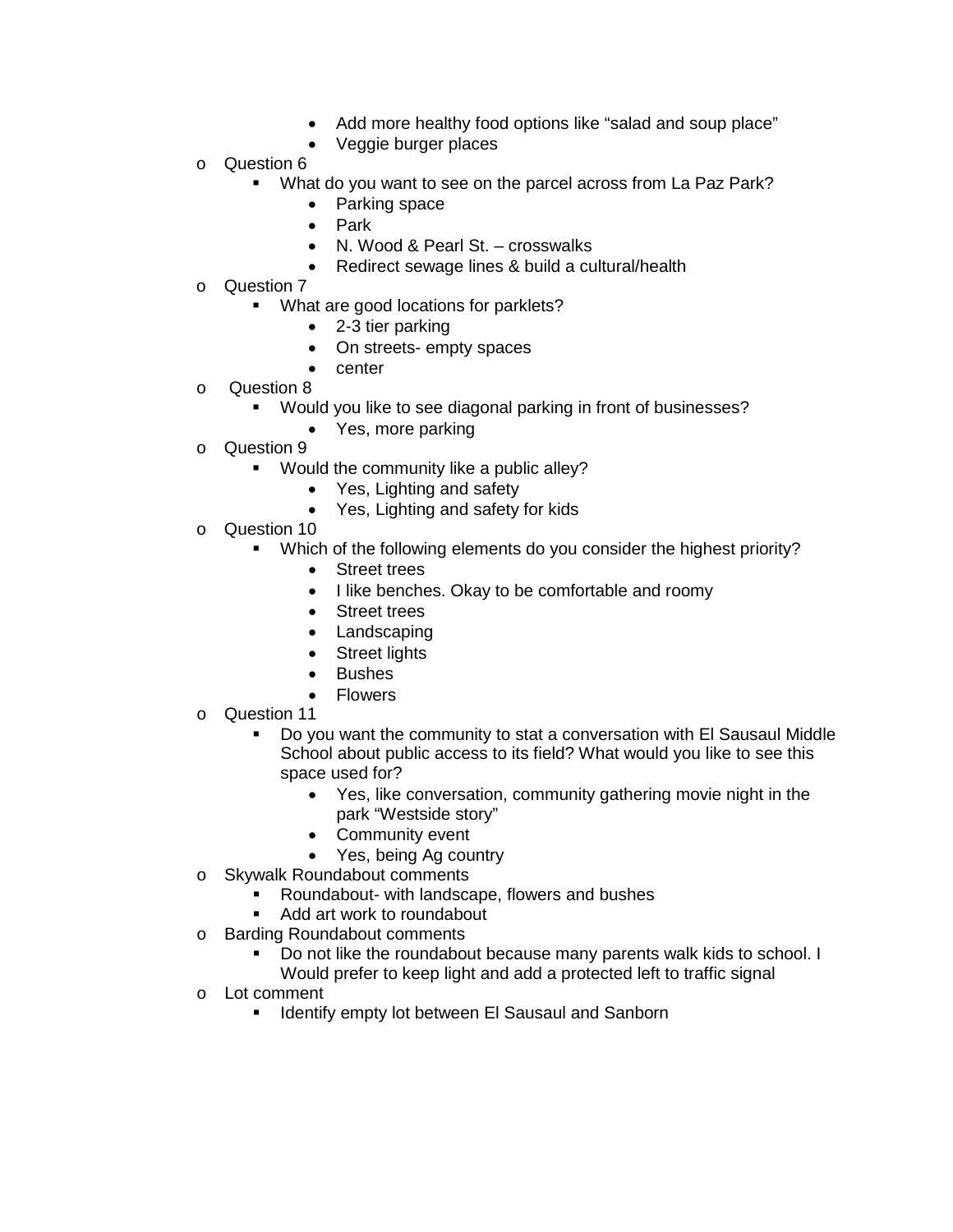- Add more healthy food options like "salad and soup place"
        - Veggie burger places
- Question 6
    - What do you want to see on the parcel across from La Paz Park?
        - Parking space
        - Park
        - N. Wood & Pearl St. – crosswalks
        - Redirect sewage lines & build a cultural/health
- Question 7
    - What are good locations for parklets?
        - 2-3 tier parking
        - On streets- empty spaces
        - center
- Question 8
    - Would you like to see diagonal parking in front of businesses?
        - Yes, more parking
- Question 9
    - Would the community like a public alley?
        - Yes, Lighting and safety
        - Yes, Lighting and safety for kids
- Question 10
    - Which of the following elements do you consider the highest priority?
        - Street trees
        - I like benches. Okay to be comfortable and roomy
        - Street trees
        - Landscaping
        - Street lights
        - Bushes
        - Flowers
- Question 11
    - Do you want the community to stat a conversation with El Sausaul Middle School about public access to its field? What would you like to see this space used for?
        - Yes, like conversation, community gathering movie night in the park "Westside story"
        - Community event
        - Yes, being Ag country
- Skywalk Roundabout comments
    - Roundabout- with landscape, flowers and bushes
    - Add art work to roundabout
- Barding Roundabout comments
    - Do not like the roundabout because many parents walk kids to school. I Would prefer to keep light and add a protected left to traffic signal
- Lot comment
    - Identify empty lot between El Sausaul and Sanborn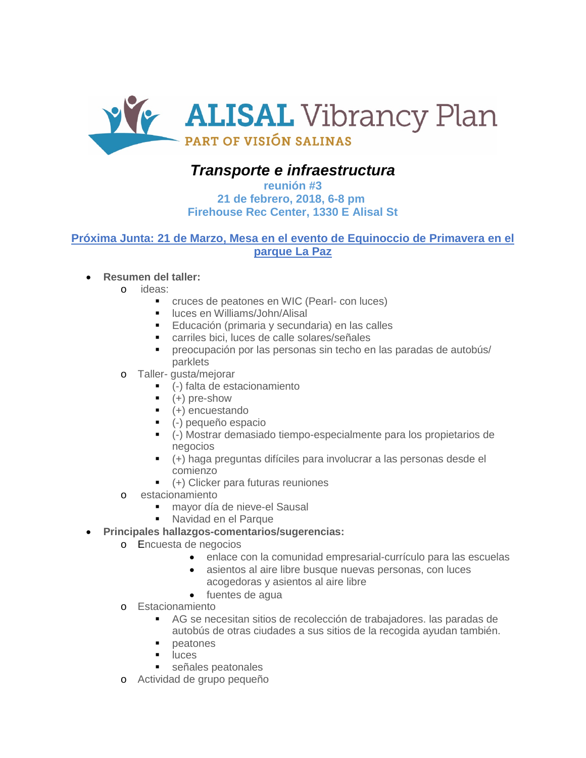ALISAL Vibrancy Plan
PART OF VISIÓN SALINAS

# *Transporte e infraestructura*

**reunión #3**
**21 de febrero, 2018, 6-8 pm**
**Firehouse Rec Center, 1330 E Alisal St**

**Próxima Junta: 21 de Marzo, Mesa en el evento de Equinoccio de Primavera en el parque La Paz**

- **Resumen del taller:**
  - ideas:
    - cruces de peatones en WIC (Pearl- con luces)
    - luces en Williams/John/Alisal
    - Educación (primaria y secundaria) en las calles
    - carriles bici, luces de calle solares/señales
    - preocupación por las personas sin techo en las paradas de autobús/ parklets
  - Taller- gusta/mejorar
    - (-) falta de estacionamiento
    - (+) pre-show
    - (+) encuestando
    - (-) pequeño espacio
    - (-) Mostrar demasiado tiempo-especialmente para los propietarios de negocios
    - (+) haga preguntas difíciles para involucrar a las personas desde el comienzo
    - (+) Clicker para futuras reuniones
  - estacionamiento
    - mayor día de nieve-el Sausal
    - Navidad en el Parque
- **Principales hallazgos-comentarios/sugerencias:**
  - Encuesta de negocios
    - enlace con la comunidad empresarial-currículo para las escuelas
    - asientos al aire libre busque nuevas personas, con luces acogedoras y asientos al aire libre
    - fuentes de agua
  - Estacionamiento
    - AG se necesitan sitios de recolección de trabajadores. las paradas de autobús de otras ciudades a sus sitios de la recogida ayudan también.
    - peatones
    - luces
    - señales peatonales
  - Actividad de grupo pequeño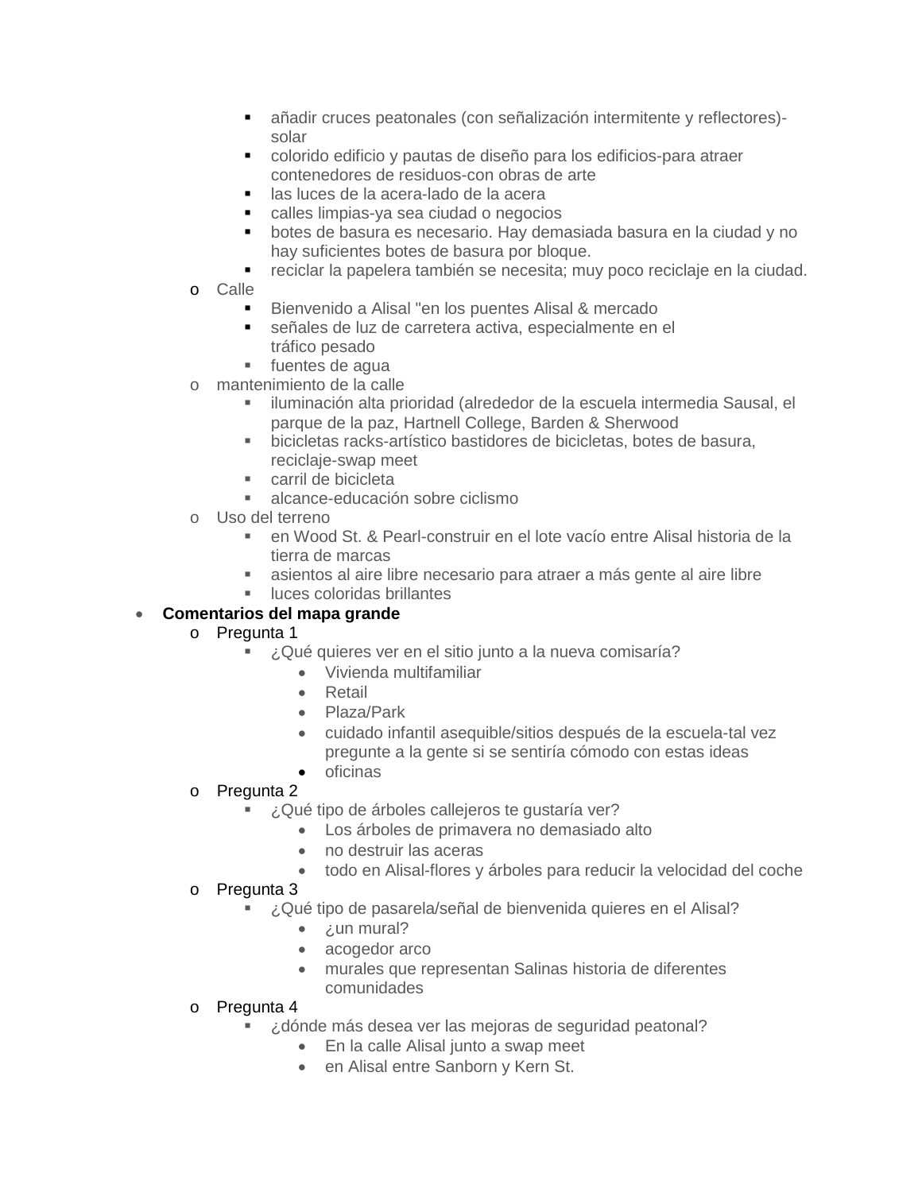- añadir cruces peatonales (con señalización intermitente y reflectores)-solar
        - colorido edificio y pautas de diseño para los edificios-para atraer contenedores de residuos-con obras de arte
        - las luces de la acera-lado de la acera
        - calles limpias-ya sea ciudad o negocios
        - botes de basura es necesario. Hay demasiada basura en la ciudad y no hay suficientes botes de basura por bloque.
        - reciclar la papelera también se necesita; muy poco reciclaje en la ciudad.
    - Calle
        - Bienvenido a Alisal "en los puentes Alisal & mercado
        - señales de luz de carretera activa, especialmente en el tráfico pesado
        - fuentes de agua
    - mantenimiento de la calle
        - iluminación alta prioridad (alrededor de la escuela intermedia Sausal, el parque de la paz, Hartnell College, Barden & Sherwood
        - bicicletas racks-artístico bastidores de bicicletas, botes de basura, reciclaje-swap meet
        - carril de bicicleta
        - alcance-educación sobre ciclismo
    - Uso del terreno
        - en Wood St. & Pearl-construir en el lote vacío entre Alisal historia de la tierra de marcas
        - asientos al aire libre necesario para atraer a más gente al aire libre
        - luces coloridas brillantes
- **Comentarios del mapa grande**
    - Pregunta 1
        - ¿Qué quieres ver en el sitio junto a la nueva comisaría?
            - Vivienda multifamiliar
            - Retail
            - Plaza/Park
            - cuidado infantil asequible/sitios después de la escuela-tal vez pregunte a la gente si se sentiría cómodo con estas ideas
            - oficinas
    - Pregunta 2
        - ¿Qué tipo de árboles callejeros te gustaría ver?
            - Los árboles de primavera no demasiado alto
            - no destruir las aceras
            - todo en Alisal-flores y árboles para reducir la velocidad del coche
    - Pregunta 3
        - ¿Qué tipo de pasarela/señal de bienvenida quieres en el Alisal?
            - ¿un mural?
            - acogedor arco
            - murales que representan Salinas historia de diferentes comunidades
    - Pregunta 4
        - ¿dónde más desea ver las mejoras de seguridad peatonal?
            - En la calle Alisal junto a swap meet
            - en Alisal entre Sanborn y Kern St.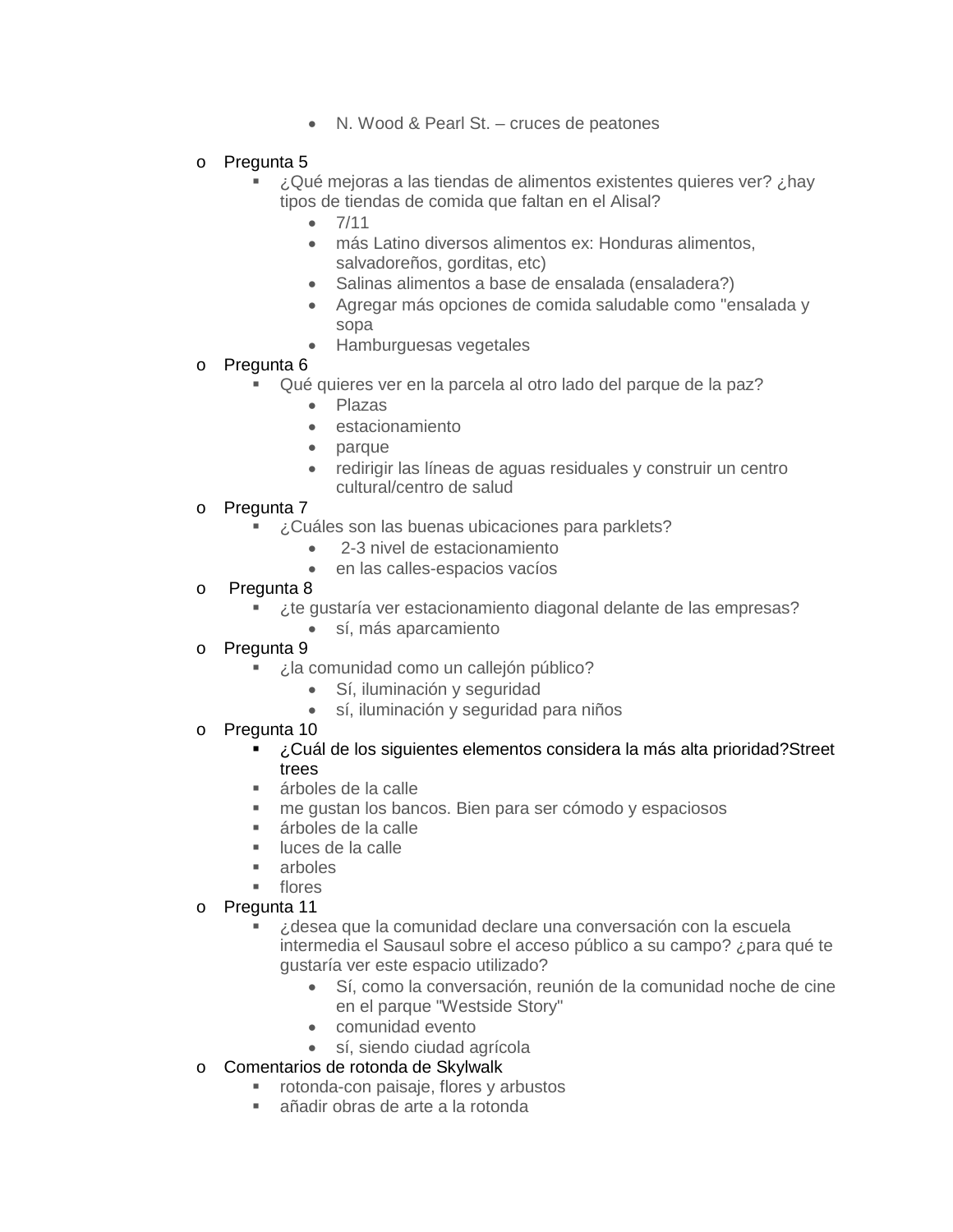- N. Wood & Pearl St. – cruces de peatones

- Pregunta 5
  - ¿Qué mejoras a las tiendas de alimentos existentes quieres ver? ¿hay tipos de tiendas de comida que faltan en el Alisal?
    - 7/11
    - más Latino diversos alimentos ex: Honduras alimentos, salvadoreños, gorditas, etc)
    - Salinas alimentos a base de ensalada (ensaladera?)
    - Agregar más opciones de comida saludable como "ensalada y sopa
    - Hamburguesas vegetales
- Pregunta 6
  - Qué quieres ver en la parcela al otro lado del parque de la paz?
    - Plazas
    - estacionamiento
    - parque
    - redirigir las líneas de aguas residuales y construir un centro cultural/centro de salud
- Pregunta 7
  - ¿Cuáles son las buenas ubicaciones para parklets?
    - 2-3 nivel de estacionamiento
    - en las calles-espacios vacíos
- Pregunta 8
  - ¿te gustaría ver estacionamiento diagonal delante de las empresas?
    - sí, más aparcamiento
- Pregunta 9
  - ¿la comunidad como un callejón público?
    - Sí, iluminación y seguridad
    - sí, iluminación y seguridad para niños
- Pregunta 10
  - ¿Cuál de los siguientes elementos considera la más alta prioridad?Street trees
  - árboles de la calle
  - me gustan los bancos. Bien para ser cómodo y espaciosos
  - árboles de la calle
  - luces de la calle
  - arboles
  - flores
- Pregunta 11
  - ¿desea que la comunidad declare una conversación con la escuela intermedia el Sausaul sobre el acceso público a su campo? ¿para qué te gustaría ver este espacio utilizado?
    - Sí, como la conversación, reunión de la comunidad noche de cine en el parque "Westside Story"
    - comunidad evento
    - sí, siendo ciudad agrícola
- Comentarios de rotonda de Skylwalk
  - rotonda-con paisaje, flores y arbustos
  - añadir obras de arte a la rotonda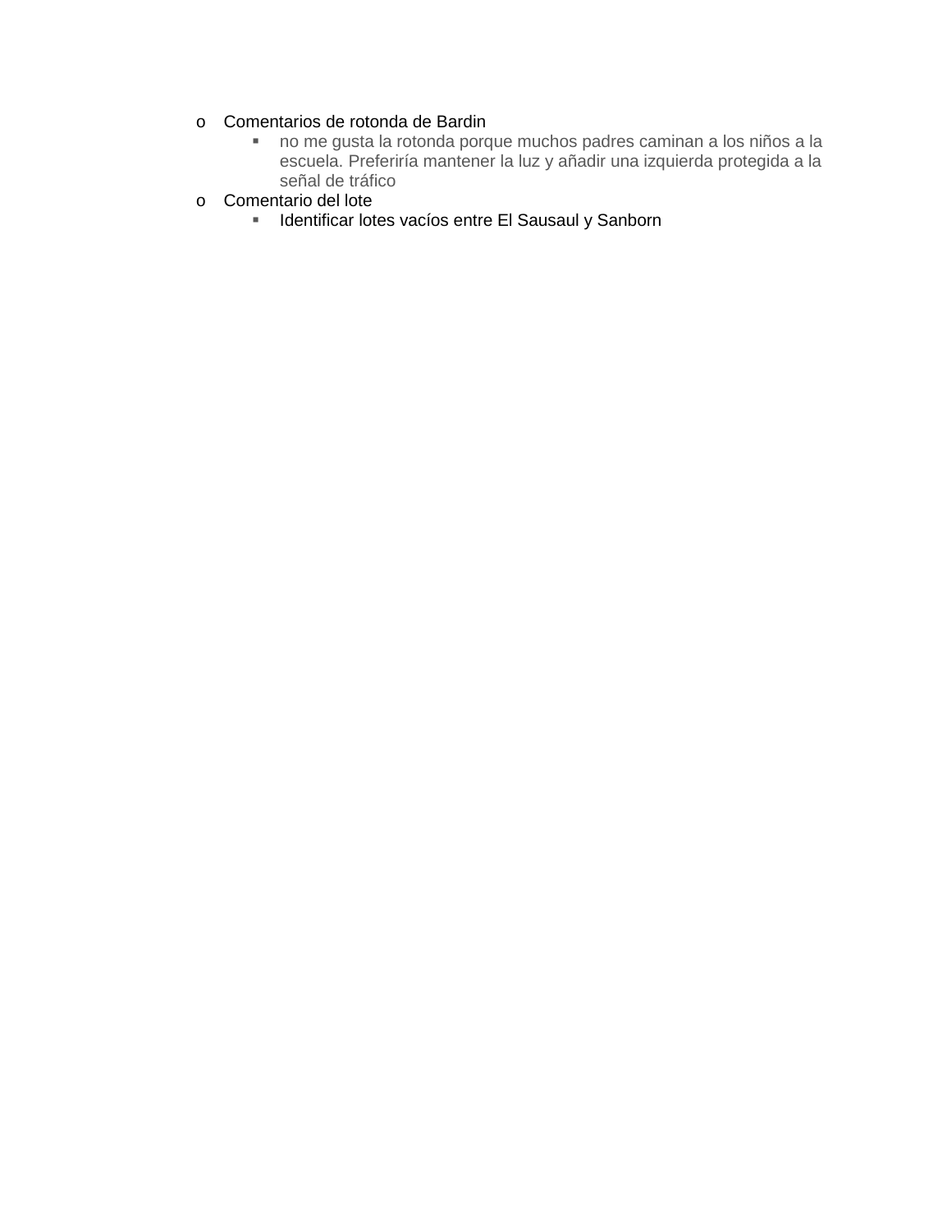- Comentarios de rotonda de Bardin
  - no me gusta la rotonda porque muchos padres caminan a los niños a la escuela. Preferiría mantener la luz y añadir una izquierda protegida a la señal de tráfico
- Comentario del lote
  - Identificar lotes vacíos entre El Sausaul y Sanborn